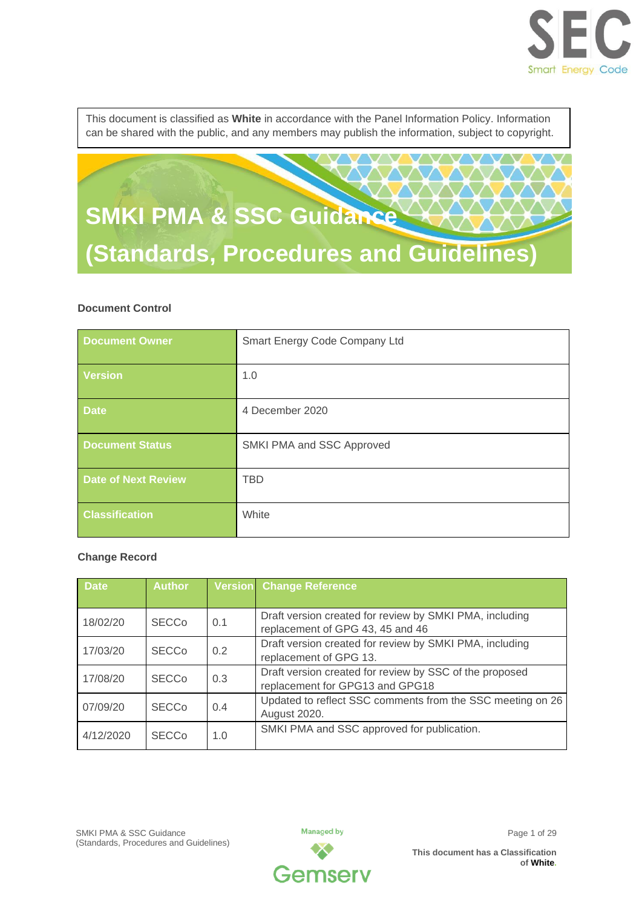This document is classified as **White** in accordance with the Panel Information Policy. Information can be shared with the public, and any members may publish the information, subject to copyright.

# SMKI PMA & SSC Guidance (Standards, Procedures and Guidelines)

**Document Control**

| Document Owner | Smart Energy Code Company Ltd |
|---|---|
| Version | 1.0 |
| Date | 4 December 2020 |
| Document Status | SMKI PMA and SSC Approved |
| Date of Next Review | TBD |
| Classification | White |

**Change Record**

| Date | Author | Version | Change Reference |
|---|---|---|---|
| 18/02/20 | SECCo | 0.1 | Draft version created for review by SMKI PMA, including replacement of GPG 43, 45 and 46 |
| 17/03/20 | SECCo | 0.2 | Draft version created for review by SMKI PMA, including replacement of GPG 13. |
| 17/08/20 | SECCo | 0.3 | Draft version created for review by SSC of the proposed replacement for GPG13 and GPG18 |
| 07/09/20 | SECCo | 0.4 | Updated to reflect SSC comments from the SSC meeting on 26 August 2020. |
| 4/12/2020 | SECCo | 1.0 | SMKI PMA and SSC approved for publication. |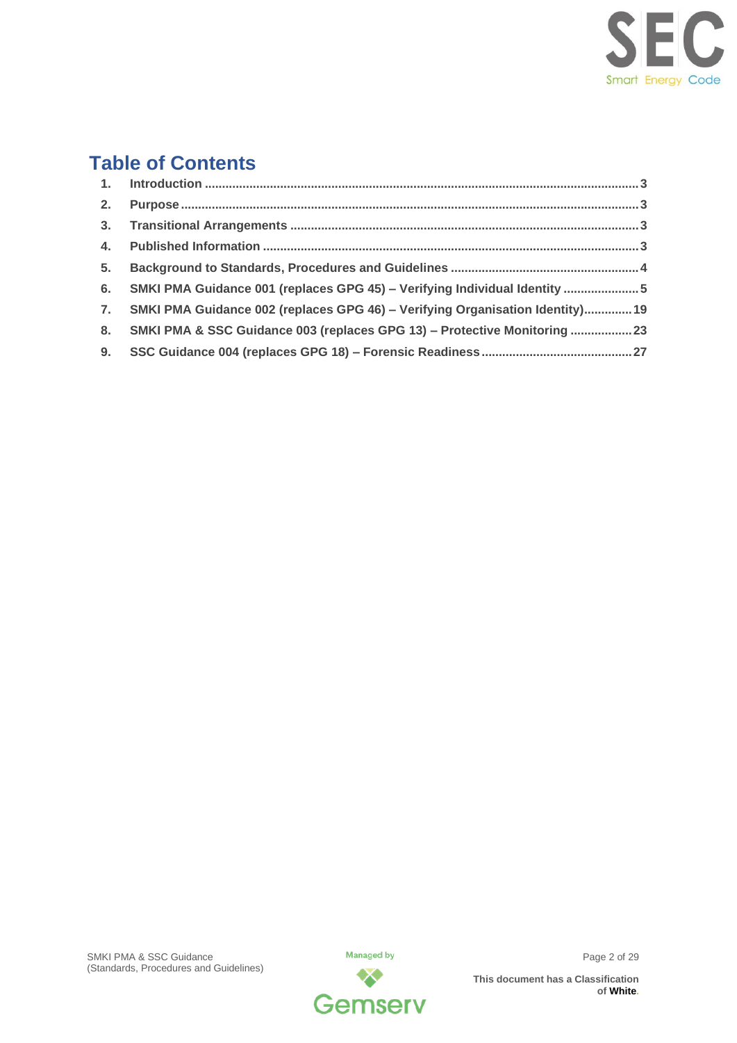# Table of Contents

1. **Introduction** .......... 3
2. **Purpose** .......... 3
3. **Transitional Arrangements** .......... 3
4. **Published Information** .......... 3
5. **Background to Standards, Procedures and Guidelines** .......... 4
6. **SMKI PMA Guidance 001 (replaces GPG 45) – Verifying Individual Identity** .......... 5
7. **SMKI PMA Guidance 002 (replaces GPG 46) – Verifying Organisation Identity)** .......... 19
8. **SMKI PMA & SSC Guidance 003 (replaces GPG 13) – Protective Monitoring** .......... 23
9. **SSC Guidance 004 (replaces GPG 18) – Forensic Readiness** .......... 27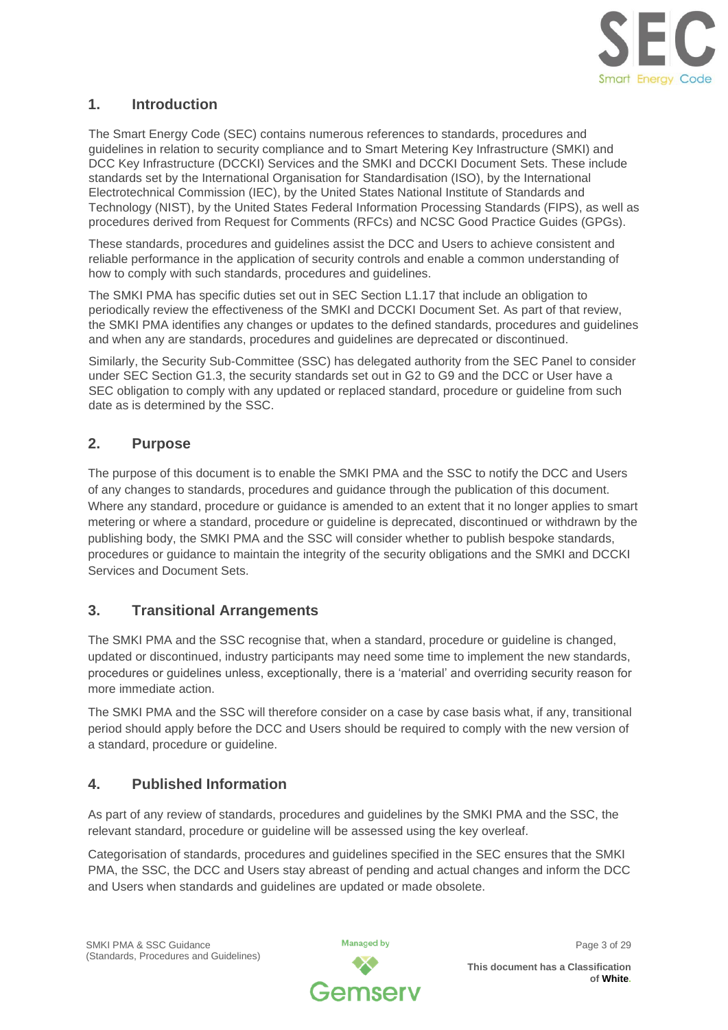## 1. Introduction

The Smart Energy Code (SEC) contains numerous references to standards, procedures and guidelines in relation to security compliance and to Smart Metering Key Infrastructure (SMKI) and DCC Key Infrastructure (DCCKI) Services and the SMKI and DCCKI Document Sets. These include standards set by the International Organisation for Standardisation (ISO), by the International Electrotechnical Commission (IEC), by the United States National Institute of Standards and Technology (NIST), by the United States Federal Information Processing Standards (FIPS), as well as procedures derived from Request for Comments (RFCs) and NCSC Good Practice Guides (GPGs).

These standards, procedures and guidelines assist the DCC and Users to achieve consistent and reliable performance in the application of security controls and enable a common understanding of how to comply with such standards, procedures and guidelines.

The SMKI PMA has specific duties set out in SEC Section L1.17 that include an obligation to periodically review the effectiveness of the SMKI and DCCKI Document Set. As part of that review, the SMKI PMA identifies any changes or updates to the defined standards, procedures and guidelines and when any are standards, procedures and guidelines are deprecated or discontinued.

Similarly, the Security Sub-Committee (SSC) has delegated authority from the SEC Panel to consider under SEC Section G1.3, the security standards set out in G2 to G9 and the DCC or User have a SEC obligation to comply with any updated or replaced standard, procedure or guideline from such date as is determined by the SSC.

## 2. Purpose

The purpose of this document is to enable the SMKI PMA and the SSC to notify the DCC and Users of any changes to standards, procedures and guidance through the publication of this document. Where any standard, procedure or guidance is amended to an extent that it no longer applies to smart metering or where a standard, procedure or guideline is deprecated, discontinued or withdrawn by the publishing body, the SMKI PMA and the SSC will consider whether to publish bespoke standards, procedures or guidance to maintain the integrity of the security obligations and the SMKI and DCCKI Services and Document Sets.

## 3. Transitional Arrangements

The SMKI PMA and the SSC recognise that, when a standard, procedure or guideline is changed, updated or discontinued, industry participants may need some time to implement the new standards, procedures or guidelines unless, exceptionally, there is a 'material' and overriding security reason for more immediate action.

The SMKI PMA and the SSC will therefore consider on a case by case basis what, if any, transitional period should apply before the DCC and Users should be required to comply with the new version of a standard, procedure or guideline.

## 4. Published Information

As part of any review of standards, procedures and guidelines by the SMKI PMA and the SSC, the relevant standard, procedure or guideline will be assessed using the key overleaf.

Categorisation of standards, procedures and guidelines specified in the SEC ensures that the SMKI PMA, the SSC, the DCC and Users stay abreast of pending and actual changes and inform the DCC and Users when standards and guidelines are updated or made obsolete.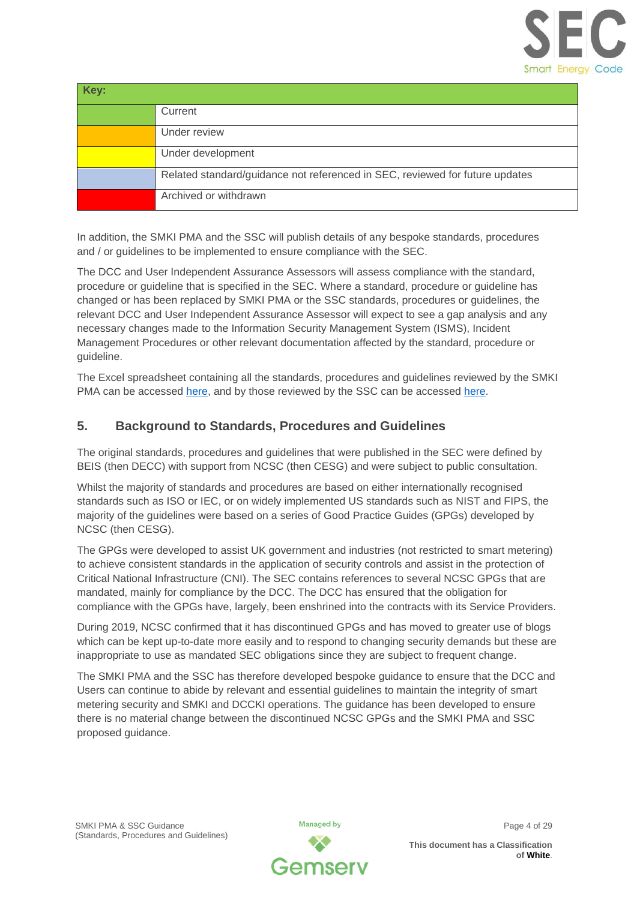| Key: | |
|---|---|
| | Current |
| | Under review |
| | Under development |
| | Related standard/guidance not referenced in SEC, reviewed for future updates |
| | Archived or withdrawn |

In addition, the SMKI PMA and the SSC will publish details of any bespoke standards, procedures and / or guidelines to be implemented to ensure compliance with the SEC.

The DCC and User Independent Assurance Assessors will assess compliance with the standard, procedure or guideline that is specified in the SEC. Where a standard, procedure or guideline has changed or has been replaced by SMKI PMA or the SSC standards, procedures or guidelines, the relevant DCC and User Independent Assurance Assessor will expect to see a gap analysis and any necessary changes made to the Information Security Management System (ISMS), Incident Management Procedures or other relevant documentation affected by the standard, procedure or guideline.

The Excel spreadsheet containing all the standards, procedures and guidelines reviewed by the SMKI PMA can be accessed here, and by those reviewed by the SSC can be accessed here.

## 5. Background to Standards, Procedures and Guidelines

The original standards, procedures and guidelines that were published in the SEC were defined by BEIS (then DECC) with support from NCSC (then CESG) and were subject to public consultation.

Whilst the majority of standards and procedures are based on either internationally recognised standards such as ISO or IEC, or on widely implemented US standards such as NIST and FIPS, the majority of the guidelines were based on a series of Good Practice Guides (GPGs) developed by NCSC (then CESG).

The GPGs were developed to assist UK government and industries (not restricted to smart metering) to achieve consistent standards in the application of security controls and assist in the protection of Critical National Infrastructure (CNI). The SEC contains references to several NCSC GPGs that are mandated, mainly for compliance by the DCC. The DCC has ensured that the obligation for compliance with the GPGs have, largely, been enshrined into the contracts with its Service Providers.

During 2019, NCSC confirmed that it has discontinued GPGs and has moved to greater use of blogs which can be kept up-to-date more easily and to respond to changing security demands but these are inappropriate to use as mandated SEC obligations since they are subject to frequent change.

The SMKI PMA and the SSC has therefore developed bespoke guidance to ensure that the DCC and Users can continue to abide by relevant and essential guidelines to maintain the integrity of smart metering security and SMKI and DCCKI operations. The guidance has been developed to ensure there is no material change between the discontinued NCSC GPGs and the SMKI PMA and SSC proposed guidance.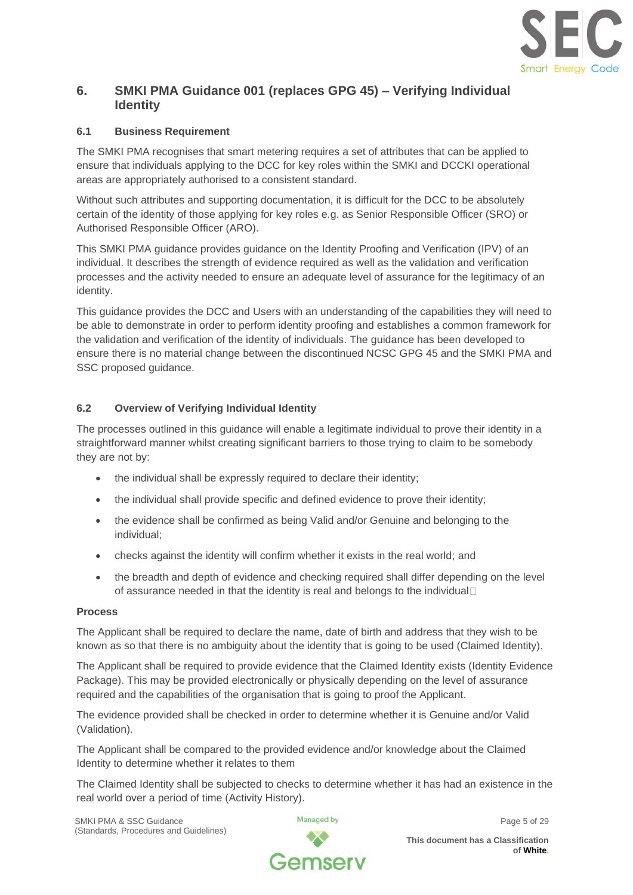## 6. SMKI PMA Guidance 001 (replaces GPG 45) – Verifying Individual Identity

### 6.1 Business Requirement

The SMKI PMA recognises that smart metering requires a set of attributes that can be applied to ensure that individuals applying to the DCC for key roles within the SMKI and DCCKI operational areas are appropriately authorised to a consistent standard.

Without such attributes and supporting documentation, it is difficult for the DCC to be absolutely certain of the identity of those applying for key roles e.g. as Senior Responsible Officer (SRO) or Authorised Responsible Officer (ARO).

This SMKI PMA guidance provides guidance on the Identity Proofing and Verification (IPV) of an individual. It describes the strength of evidence required as well as the validation and verification processes and the activity needed to ensure an adequate level of assurance for the legitimacy of an identity.

This guidance provides the DCC and Users with an understanding of the capabilities they will need to be able to demonstrate in order to perform identity proofing and establishes a common framework for the validation and verification of the identity of individuals. The guidance has been developed to ensure there is no material change between the discontinued NCSC GPG 45 and the SMKI PMA and SSC proposed guidance.

### 6.2 Overview of Verifying Individual Identity

The processes outlined in this guidance will enable a legitimate individual to prove their identity in a straightforward manner whilst creating significant barriers to those trying to claim to be somebody they are not by:

- the individual shall be expressly required to declare their identity;
- the individual shall provide specific and defined evidence to prove their identity;
- the evidence shall be confirmed as being Valid and/or Genuine and belonging to the individual;
- checks against the identity will confirm whether it exists in the real world; and
- the breadth and depth of evidence and checking required shall differ depending on the level of assurance needed in that the identity is real and belongs to the individual

**Process**

The Applicant shall be required to declare the name, date of birth and address that they wish to be known as so that there is no ambiguity about the identity that is going to be used (Claimed Identity).

The Applicant shall be required to provide evidence that the Claimed Identity exists (Identity Evidence Package). This may be provided electronically or physically depending on the level of assurance required and the capabilities of the organisation that is going to proof the Applicant.

The evidence provided shall be checked in order to determine whether it is Genuine and/or Valid (Validation).

The Applicant shall be compared to the provided evidence and/or knowledge about the Claimed Identity to determine whether it relates to them

The Claimed Identity shall be subjected to checks to determine whether it has had an existence in the real world over a period of time (Activity History).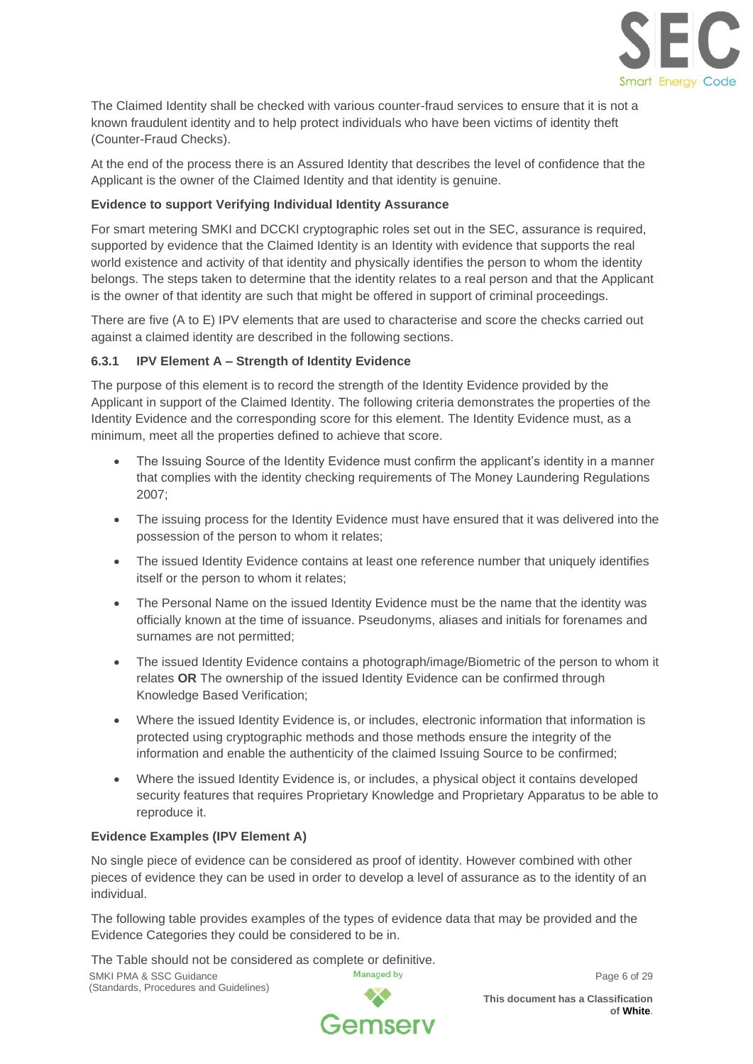The Claimed Identity shall be checked with various counter-fraud services to ensure that it is not a known fraudulent identity and to help protect individuals who have been victims of identity theft (Counter-Fraud Checks).

At the end of the process there is an Assured Identity that describes the level of confidence that the Applicant is the owner of the Claimed Identity and that identity is genuine.

**Evidence to support Verifying Individual Identity Assurance**

For smart metering SMKI and DCCKI cryptographic roles set out in the SEC, assurance is required, supported by evidence that the Claimed Identity is an Identity with evidence that supports the real world existence and activity of that identity and physically identifies the person to whom the identity belongs. The steps taken to determine that the identity relates to a real person and that the Applicant is the owner of that identity are such that might be offered in support of criminal proceedings.

There are five (A to E) IPV elements that are used to characterise and score the checks carried out against a claimed identity are described in the following sections.

### 6.3.1 IPV Element A – Strength of Identity Evidence

The purpose of this element is to record the strength of the Identity Evidence provided by the Applicant in support of the Claimed Identity. The following criteria demonstrates the properties of the Identity Evidence and the corresponding score for this element. The Identity Evidence must, as a minimum, meet all the properties defined to achieve that score.

- The Issuing Source of the Identity Evidence must confirm the applicant's identity in a manner that complies with the identity checking requirements of The Money Laundering Regulations 2007;
- The issuing process for the Identity Evidence must have ensured that it was delivered into the possession of the person to whom it relates;
- The issued Identity Evidence contains at least one reference number that uniquely identifies itself or the person to whom it relates;
- The Personal Name on the issued Identity Evidence must be the name that the identity was officially known at the time of issuance. Pseudonyms, aliases and initials for forenames and surnames are not permitted;
- The issued Identity Evidence contains a photograph/image/Biometric of the person to whom it relates **OR** The ownership of the issued Identity Evidence can be confirmed through Knowledge Based Verification;
- Where the issued Identity Evidence is, or includes, electronic information that information is protected using cryptographic methods and those methods ensure the integrity of the information and enable the authenticity of the claimed Issuing Source to be confirmed;
- Where the issued Identity Evidence is, or includes, a physical object it contains developed security features that requires Proprietary Knowledge and Proprietary Apparatus to be able to reproduce it.

**Evidence Examples (IPV Element A)**

No single piece of evidence can be considered as proof of identity. However combined with other pieces of evidence they can be used in order to develop a level of assurance as to the identity of an individual.

The following table provides examples of the types of evidence data that may be provided and the Evidence Categories they could be considered to be in.

The Table should not be considered as complete or definitive.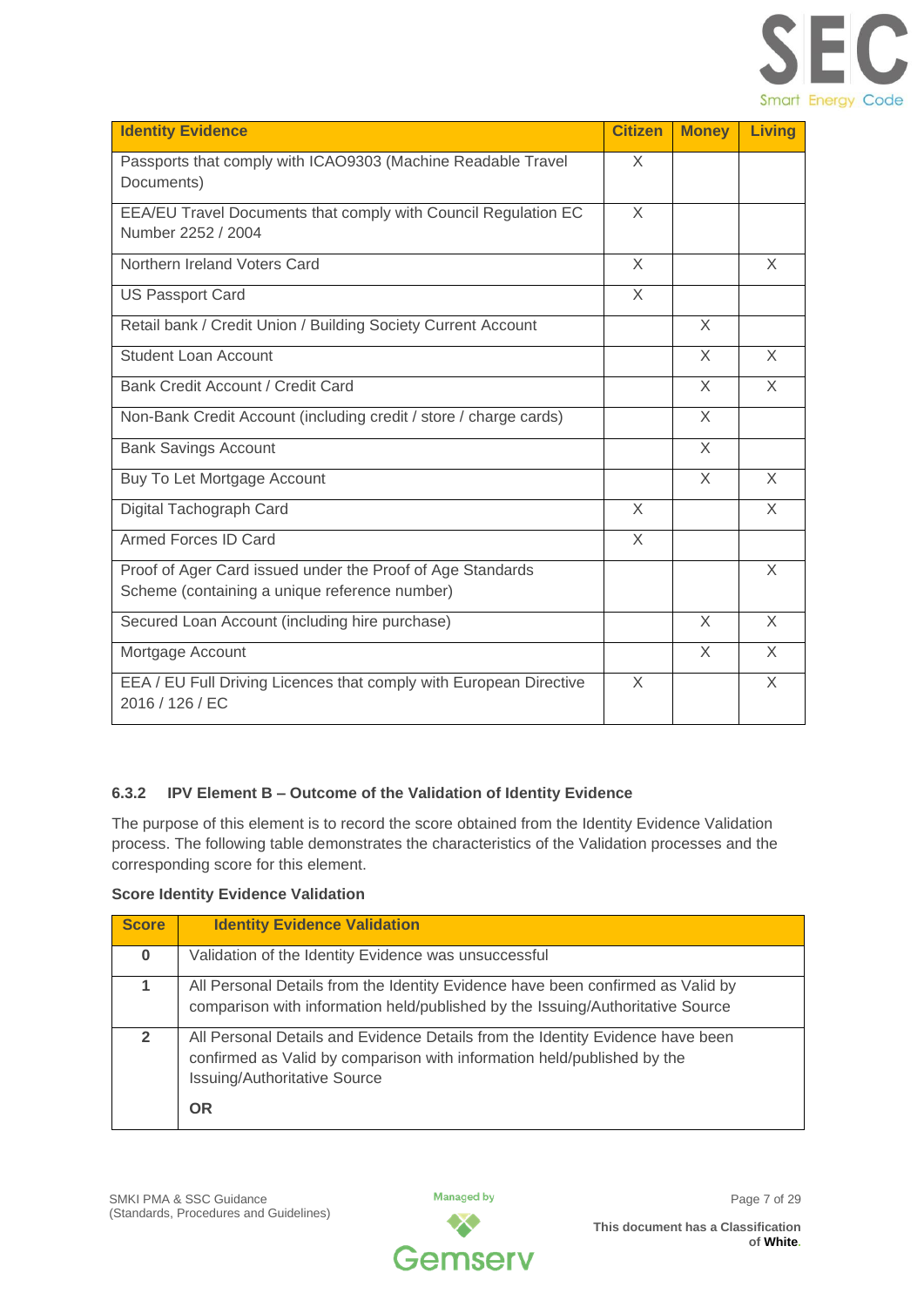| Identity Evidence | Citizen | Money | Living |
|---|---|---|---|
| Passports that comply with ICAO9303 (Machine Readable Travel Documents) | X | | |
| EEA/EU Travel Documents that comply with Council Regulation EC Number 2252 / 2004 | X | | |
| Northern Ireland Voters Card | X | | X |
| US Passport Card | X | | |
| Retail bank / Credit Union / Building Society Current Account | | X | |
| Student Loan Account | | X | X |
| Bank Credit Account / Credit Card | | X | X |
| Non-Bank Credit Account (including credit / store / charge cards) | | X | |
| Bank Savings Account | | X | |
| Buy To Let Mortgage Account | | X | X |
| Digital Tachograph Card | X | | X |
| Armed Forces ID Card | X | | |
| Proof of Ager Card issued under the Proof of Age Standards Scheme (containing a unique reference number) | | | X |
| Secured Loan Account (including hire purchase) | | X | X |
| Mortgage Account | | X | X |
| EEA / EU Full Driving Licences that comply with European Directive 2016 / 126 / EC | X | | X |

#### 6.3.2 IPV Element B – Outcome of the Validation of Identity Evidence

The purpose of this element is to record the score obtained from the Identity Evidence Validation process. The following table demonstrates the characteristics of the Validation processes and the corresponding score for this element.

**Score Identity Evidence Validation**

| Score | Identity Evidence Validation |
|---|---|
| **0** | Validation of the Identity Evidence was unsuccessful |
| **1** | All Personal Details from the Identity Evidence have been confirmed as Valid by comparison with information held/published by the Issuing/Authoritative Source |
| **2** | All Personal Details and Evidence Details from the Identity Evidence have been confirmed as Valid by comparison with information held/published by the Issuing/Authoritative Source<br><br>**OR** |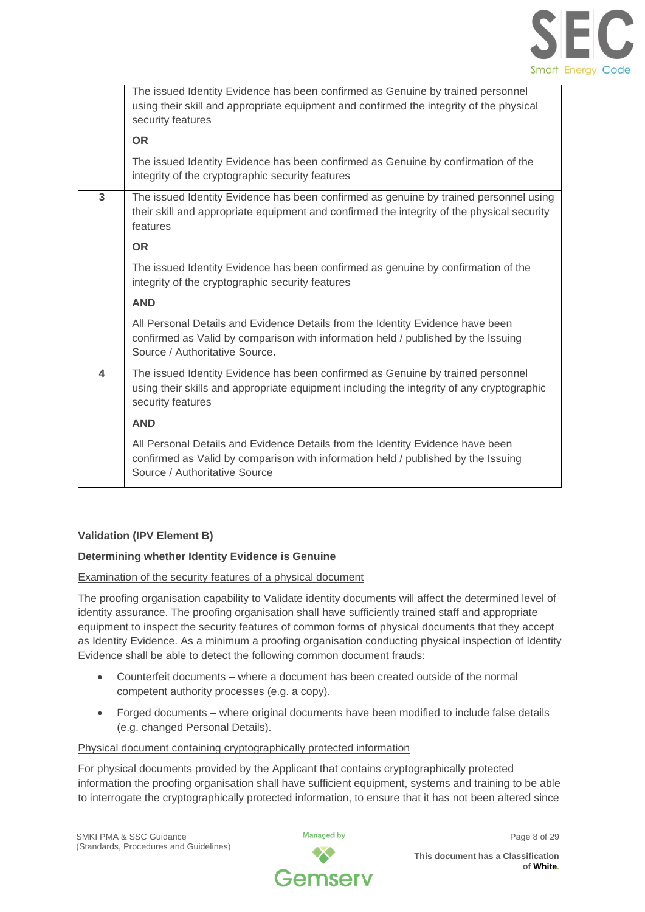|  |  |
|---|---|
|  | The issued Identity Evidence has been confirmed as Genuine by trained personnel using their skill and appropriate equipment and confirmed the integrity of the physical security features<br><br>**OR**<br><br>The issued Identity Evidence has been confirmed as Genuine by confirmation of the integrity of the cryptographic security features |
| **3** | The issued Identity Evidence has been confirmed as genuine by trained personnel using their skill and appropriate equipment and confirmed the integrity of the physical security features<br><br>**OR**<br><br>The issued Identity Evidence has been confirmed as genuine by confirmation of the integrity of the cryptographic security features<br><br>**AND**<br><br>All Personal Details and Evidence Details from the Identity Evidence have been confirmed as Valid by comparison with information held / published by the Issuing Source / Authoritative Source**.** |
| **4** | The issued Identity Evidence has been confirmed as Genuine by trained personnel using their skills and appropriate equipment including the integrity of any cryptographic security features<br><br>**AND**<br><br>All Personal Details and Evidence Details from the Identity Evidence have been confirmed as Valid by comparison with information held / published by the Issuing Source / Authoritative Source |

**Validation (IPV Element B)**

**Determining whether Identity Evidence is Genuine**

<u>Examination of the security features of a physical document</u>

The proofing organisation capability to Validate identity documents will affect the determined level of identity assurance. The proofing organisation shall have sufficiently trained staff and appropriate equipment to inspect the security features of common forms of physical documents that they accept as Identity Evidence. As a minimum a proofing organisation conducting physical inspection of Identity Evidence shall be able to detect the following common document frauds:

- Counterfeit documents – where a document has been created outside of the normal competent authority processes (e.g. a copy).
- Forged documents – where original documents have been modified to include false details (e.g. changed Personal Details).

<u>Physical document containing cryptographically protected information</u>

For physical documents provided by the Applicant that contains cryptographically protected information the proofing organisation shall have sufficient equipment, systems and training to be able to interrogate the cryptographically protected information, to ensure that it has not been altered since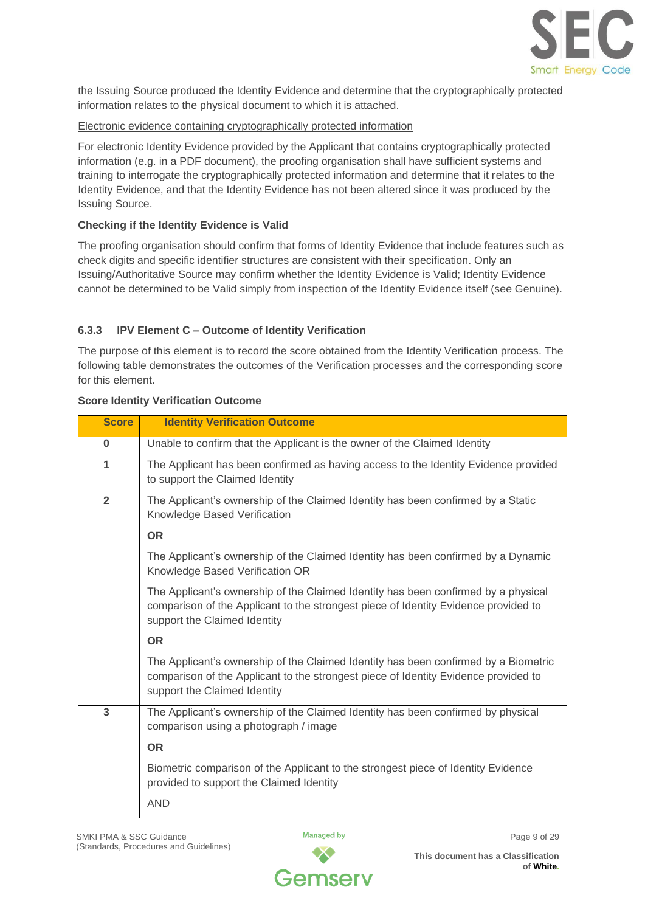the Issuing Source produced the Identity Evidence and determine that the cryptographically protected information relates to the physical document to which it is attached.

Electronic evidence containing cryptographically protected information

For electronic Identity Evidence provided by the Applicant that contains cryptographically protected information (e.g. in a PDF document), the proofing organisation shall have sufficient systems and training to interrogate the cryptographically protected information and determine that it relates to the Identity Evidence, and that the Identity Evidence has not been altered since it was produced by the Issuing Source.

**Checking if the Identity Evidence is Valid**

The proofing organisation should confirm that forms of Identity Evidence that include features such as check digits and specific identifier structures are consistent with their specification. Only an Issuing/Authoritative Source may confirm whether the Identity Evidence is Valid; Identity Evidence cannot be determined to be Valid simply from inspection of the Identity Evidence itself (see Genuine).

### 6.3.3 IPV Element C – Outcome of Identity Verification

The purpose of this element is to record the score obtained from the Identity Verification process. The following table demonstrates the outcomes of the Verification processes and the corresponding score for this element.

**Score Identity Verification Outcome**

| Score | Identity Verification Outcome |
|---|---|
| 0 | Unable to confirm that the Applicant is the owner of the Claimed Identity |
| 1 | The Applicant has been confirmed as having access to the Identity Evidence provided to support the Claimed Identity |
| 2 | The Applicant's ownership of the Claimed Identity has been confirmed by a Static Knowledge Based Verification<br><br>**OR**<br><br>The Applicant's ownership of the Claimed Identity has been confirmed by a Dynamic Knowledge Based Verification OR<br><br>The Applicant's ownership of the Claimed Identity has been confirmed by a physical comparison of the Applicant to the strongest piece of Identity Evidence provided to support the Claimed Identity<br><br>**OR**<br><br>The Applicant's ownership of the Claimed Identity has been confirmed by a Biometric comparison of the Applicant to the strongest piece of Identity Evidence provided to support the Claimed Identity |
| 3 | The Applicant's ownership of the Claimed Identity has been confirmed by physical comparison using a photograph / image<br><br>**OR**<br><br>Biometric comparison of the Applicant to the strongest piece of Identity Evidence provided to support the Claimed Identity<br><br>AND |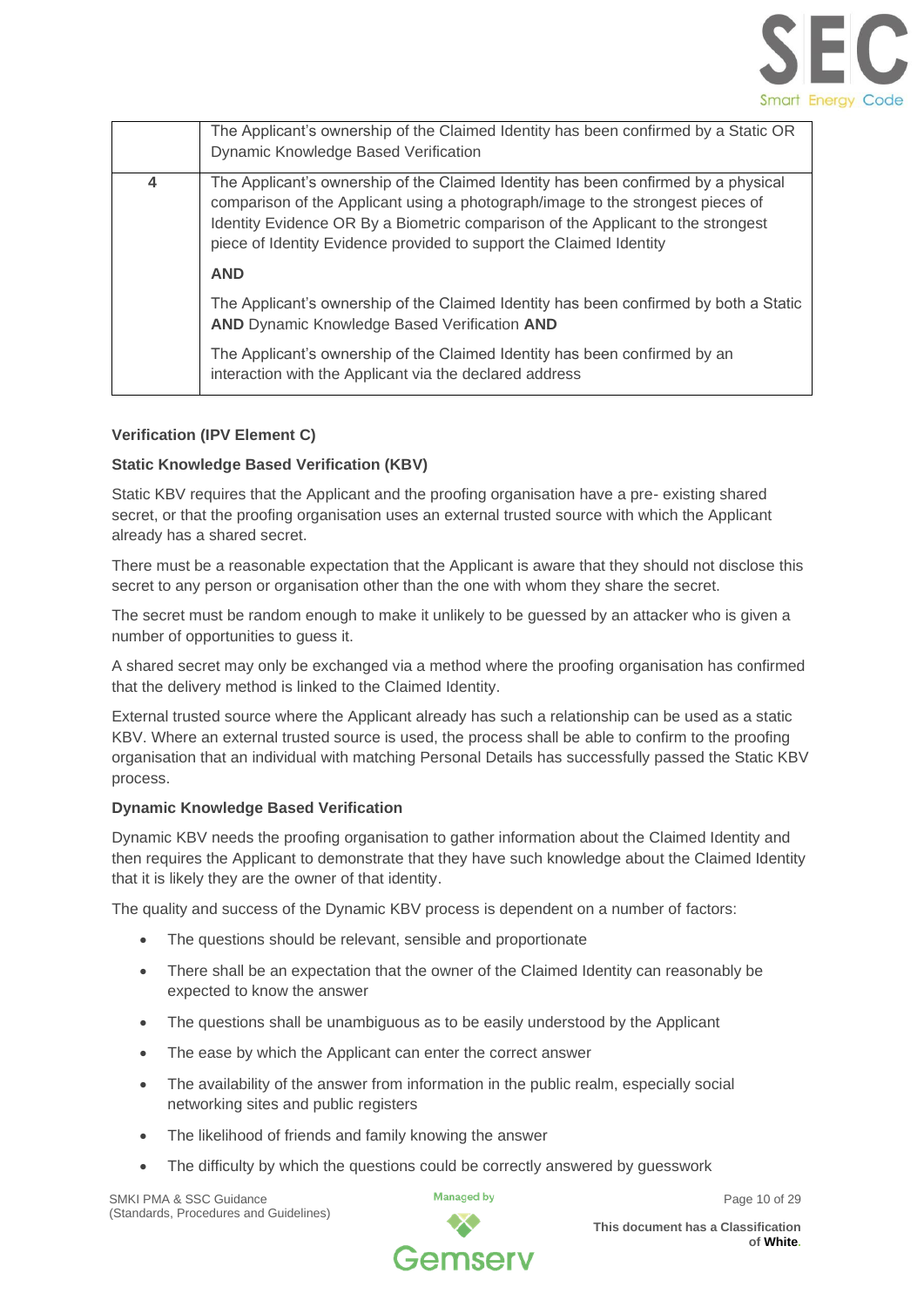| | |
|---|---|
| | The Applicant's ownership of the Claimed Identity has been confirmed by a Static OR Dynamic Knowledge Based Verification |
| 4 | The Applicant's ownership of the Claimed Identity has been confirmed by a physical comparison of the Applicant using a photograph/image to the strongest pieces of Identity Evidence OR By a Biometric comparison of the Applicant to the strongest piece of Identity Evidence provided to support the Claimed Identity<br><br>**AND**<br><br>The Applicant's ownership of the Claimed Identity has been confirmed by both a Static **AND** Dynamic Knowledge Based Verification **AND**<br><br>The Applicant's ownership of the Claimed Identity has been confirmed by an interaction with the Applicant via the declared address |

**Verification (IPV Element C)**

**Static Knowledge Based Verification (KBV)**

Static KBV requires that the Applicant and the proofing organisation have a pre- existing shared secret, or that the proofing organisation uses an external trusted source with which the Applicant already has a shared secret.

There must be a reasonable expectation that the Applicant is aware that they should not disclose this secret to any person or organisation other than the one with whom they share the secret.

The secret must be random enough to make it unlikely to be guessed by an attacker who is given a number of opportunities to guess it.

A shared secret may only be exchanged via a method where the proofing organisation has confirmed that the delivery method is linked to the Claimed Identity.

External trusted source where the Applicant already has such a relationship can be used as a static KBV. Where an external trusted source is used, the process shall be able to confirm to the proofing organisation that an individual with matching Personal Details has successfully passed the Static KBV process.

**Dynamic Knowledge Based Verification**

Dynamic KBV needs the proofing organisation to gather information about the Claimed Identity and then requires the Applicant to demonstrate that they have such knowledge about the Claimed Identity that it is likely they are the owner of that identity.

The quality and success of the Dynamic KBV process is dependent on a number of factors:

- The questions should be relevant, sensible and proportionate
- There shall be an expectation that the owner of the Claimed Identity can reasonably be expected to know the answer
- The questions shall be unambiguous as to be easily understood by the Applicant
- The ease by which the Applicant can enter the correct answer
- The availability of the answer from information in the public realm, especially social networking sites and public registers
- The likelihood of friends and family knowing the answer
- The difficulty by which the questions could be correctly answered by guesswork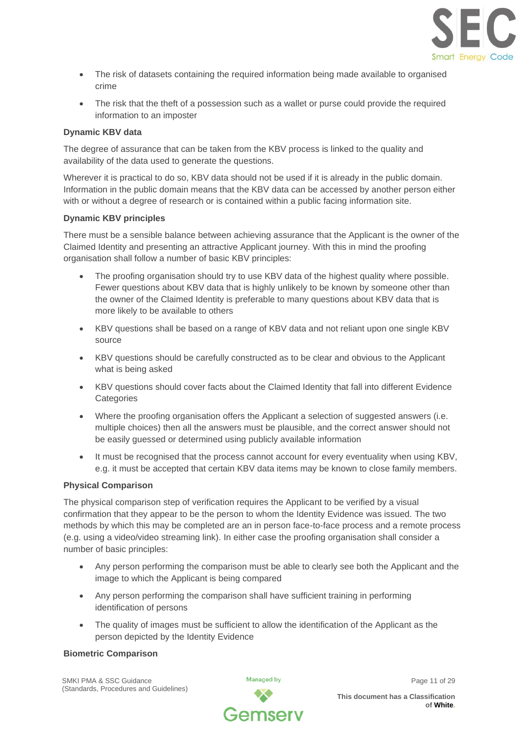- The risk of datasets containing the required information being made available to organised crime
- The risk that the theft of a possession such as a wallet or purse could provide the required information to an imposter

**Dynamic KBV data**

The degree of assurance that can be taken from the KBV process is linked to the quality and availability of the data used to generate the questions.

Wherever it is practical to do so, KBV data should not be used if it is already in the public domain. Information in the public domain means that the KBV data can be accessed by another person either with or without a degree of research or is contained within a public facing information site.

**Dynamic KBV principles**

There must be a sensible balance between achieving assurance that the Applicant is the owner of the Claimed Identity and presenting an attractive Applicant journey. With this in mind the proofing organisation shall follow a number of basic KBV principles:

- The proofing organisation should try to use KBV data of the highest quality where possible. Fewer questions about KBV data that is highly unlikely to be known by someone other than the owner of the Claimed Identity is preferable to many questions about KBV data that is more likely to be available to others
- KBV questions shall be based on a range of KBV data and not reliant upon one single KBV source
- KBV questions should be carefully constructed as to be clear and obvious to the Applicant what is being asked
- KBV questions should cover facts about the Claimed Identity that fall into different Evidence Categories
- Where the proofing organisation offers the Applicant a selection of suggested answers (i.e. multiple choices) then all the answers must be plausible, and the correct answer should not be easily guessed or determined using publicly available information
- It must be recognised that the process cannot account for every eventuality when using KBV, e.g. it must be accepted that certain KBV data items may be known to close family members.

**Physical Comparison**

The physical comparison step of verification requires the Applicant to be verified by a visual confirmation that they appear to be the person to whom the Identity Evidence was issued. The two methods by which this may be completed are an in person face-to-face process and a remote process (e.g. using a video/video streaming link). In either case the proofing organisation shall consider a number of basic principles:

- Any person performing the comparison must be able to clearly see both the Applicant and the image to which the Applicant is being compared
- Any person performing the comparison shall have sufficient training in performing identification of persons
- The quality of images must be sufficient to allow the identification of the Applicant as the person depicted by the Identity Evidence

**Biometric Comparison**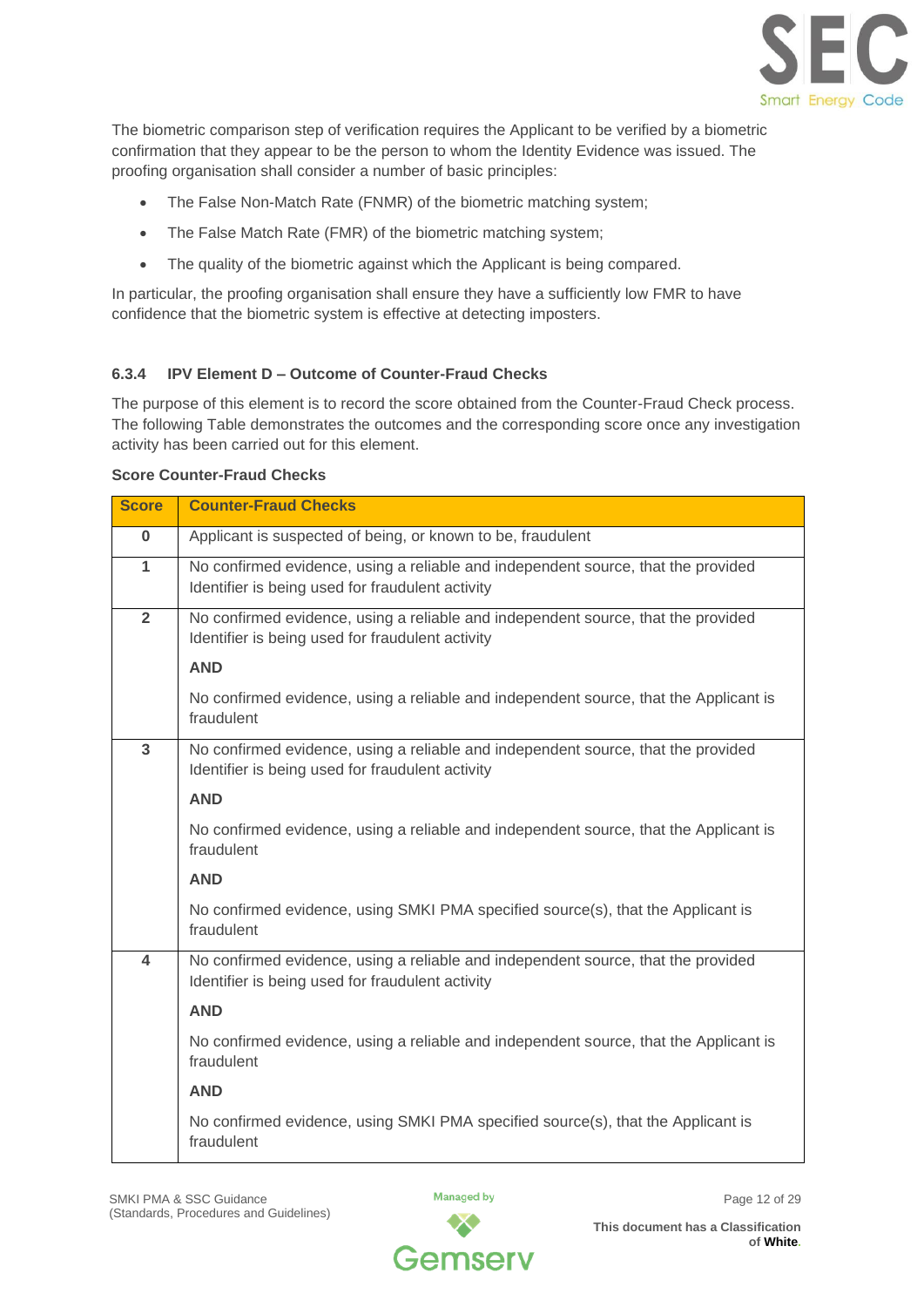The biometric comparison step of verification requires the Applicant to be verified by a biometric confirmation that they appear to be the person to whom the Identity Evidence was issued. The proofing organisation shall consider a number of basic principles:

- The False Non-Match Rate (FNMR) of the biometric matching system;
- The False Match Rate (FMR) of the biometric matching system;
- The quality of the biometric against which the Applicant is being compared.

In particular, the proofing organisation shall ensure they have a sufficiently low FMR to have confidence that the biometric system is effective at detecting imposters.

### 6.3.4 IPV Element D – Outcome of Counter-Fraud Checks

The purpose of this element is to record the score obtained from the Counter-Fraud Check process. The following Table demonstrates the outcomes and the corresponding score once any investigation activity has been carried out for this element.

**Score Counter-Fraud Checks**

| Score | Counter-Fraud Checks |
|---|---|
| 0 | Applicant is suspected of being, or known to be, fraudulent |
| 1 | No confirmed evidence, using a reliable and independent source, that the provided Identifier is being used for fraudulent activity |
| 2 | No confirmed evidence, using a reliable and independent source, that the provided Identifier is being used for fraudulent activity<br>**AND**<br>No confirmed evidence, using a reliable and independent source, that the Applicant is fraudulent |
| 3 | No confirmed evidence, using a reliable and independent source, that the provided Identifier is being used for fraudulent activity<br>**AND**<br>No confirmed evidence, using a reliable and independent source, that the Applicant is fraudulent<br>**AND**<br>No confirmed evidence, using SMKI PMA specified source(s), that the Applicant is fraudulent |
| 4 | No confirmed evidence, using a reliable and independent source, that the provided Identifier is being used for fraudulent activity<br>**AND**<br>No confirmed evidence, using a reliable and independent source, that the Applicant is fraudulent<br>**AND**<br>No confirmed evidence, using SMKI PMA specified source(s), that the Applicant is fraudulent |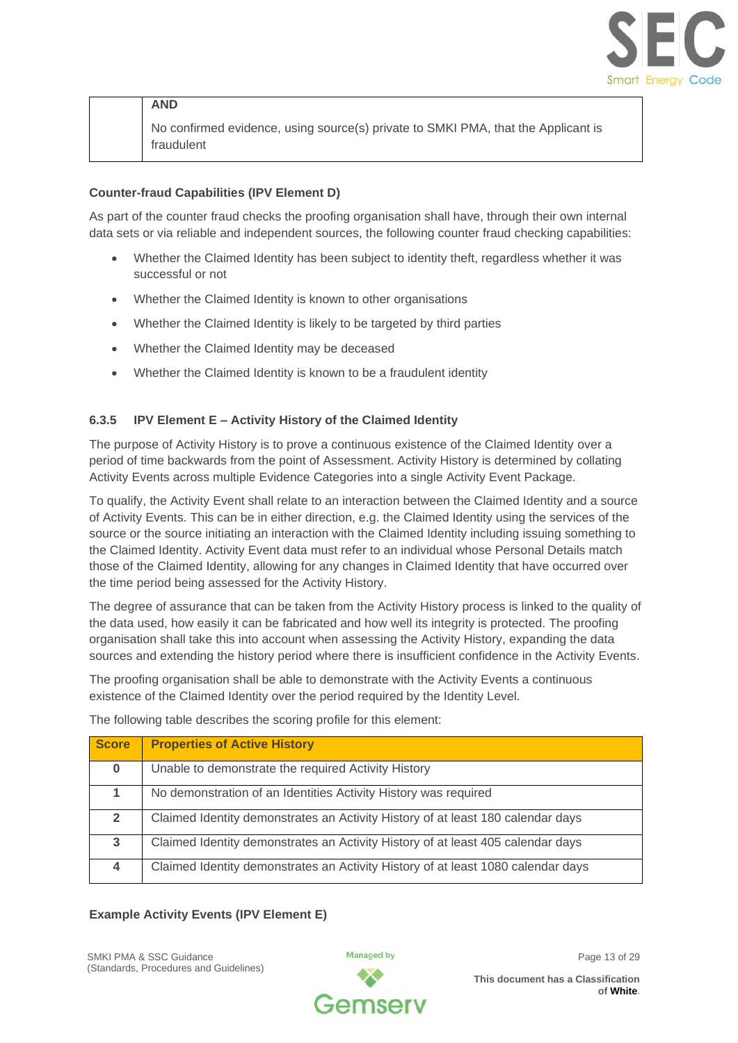| | AND<br><br>No confirmed evidence, using source(s) private to SMKI PMA, that the Applicant is fraudulent |
|---|---|

**Counter-fraud Capabilities (IPV Element D)**

As part of the counter fraud checks the proofing organisation shall have, through their own internal data sets or via reliable and independent sources, the following counter fraud checking capabilities:

- Whether the Claimed Identity has been subject to identity theft, regardless whether it was successful or not
- Whether the Claimed Identity is known to other organisations
- Whether the Claimed Identity is likely to be targeted by third parties
- Whether the Claimed Identity may be deceased
- Whether the Claimed Identity is known to be a fraudulent identity

### 6.3.5 IPV Element E – Activity History of the Claimed Identity

The purpose of Activity History is to prove a continuous existence of the Claimed Identity over a period of time backwards from the point of Assessment. Activity History is determined by collating Activity Events across multiple Evidence Categories into a single Activity Event Package.

To qualify, the Activity Event shall relate to an interaction between the Claimed Identity and a source of Activity Events. This can be in either direction, e.g. the Claimed Identity using the services of the source or the source initiating an interaction with the Claimed Identity including issuing something to the Claimed Identity. Activity Event data must refer to an individual whose Personal Details match those of the Claimed Identity, allowing for any changes in Claimed Identity that have occurred over the time period being assessed for the Activity History.

The degree of assurance that can be taken from the Activity History process is linked to the quality of the data used, how easily it can be fabricated and how well its integrity is protected. The proofing organisation shall take this into account when assessing the Activity History, expanding the data sources and extending the history period where there is insufficient confidence in the Activity Events.

The proofing organisation shall be able to demonstrate with the Activity Events a continuous existence of the Claimed Identity over the period required by the Identity Level.

The following table describes the scoring profile for this element:

| Score | Properties of Active History |
|---|---|
| 0 | Unable to demonstrate the required Activity History |
| 1 | No demonstration of an Identities Activity History was required |
| 2 | Claimed Identity demonstrates an Activity History of at least 180 calendar days |
| 3 | Claimed Identity demonstrates an Activity History of at least 405 calendar days |
| 4 | Claimed Identity demonstrates an Activity History of at least 1080 calendar days |

**Example Activity Events (IPV Element E)**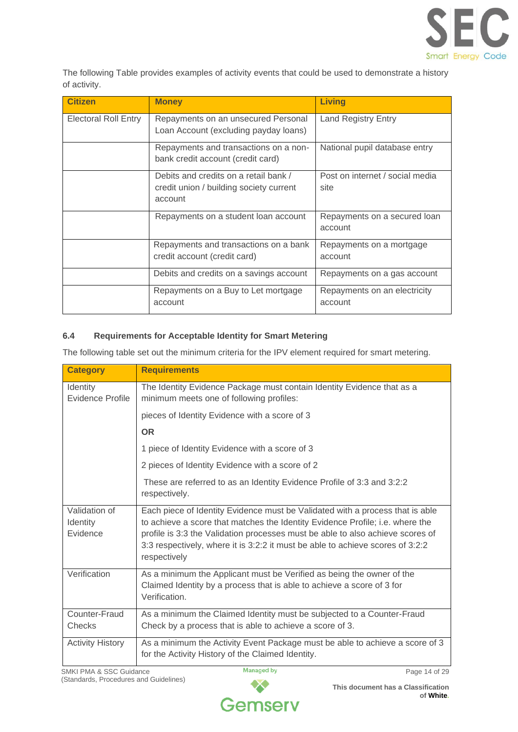The following Table provides examples of activity events that could be used to demonstrate a history of activity.

| Citizen | Money | Living |
|---|---|---|
| Electoral Roll Entry | Repayments on an unsecured Personal Loan Account (excluding payday loans) | Land Registry Entry |
| | Repayments and transactions on a non-bank credit account (credit card) | National pupil database entry |
| | Debits and credits on a retail bank / credit union / building society current account | Post on internet / social media site |
| | Repayments on a student loan account | Repayments on a secured loan account |
| | Repayments and transactions on a bank credit account (credit card) | Repayments on a mortgage account |
| | Debits and credits on a savings account | Repayments on a gas account |
| | Repayments on a Buy to Let mortgage account | Repayments on an electricity account |

### 6.4 Requirements for Acceptable Identity for Smart Metering

The following table set out the minimum criteria for the IPV element required for smart metering.

| Category | Requirements |
|---|---|
| Identity Evidence Profile | The Identity Evidence Package must contain Identity Evidence that as a minimum meets one of following profiles:<br><br>pieces of Identity Evidence with a score of 3<br><br>**OR**<br><br>1 piece of Identity Evidence with a score of 3<br><br>2 pieces of Identity Evidence with a score of 2<br><br>These are referred to as an Identity Evidence Profile of 3:3 and 3:2:2 respectively. |
| Validation of Identity Evidence | Each piece of Identity Evidence must be Validated with a process that is able to achieve a score that matches the Identity Evidence Profile; i.e. where the profile is 3:3 the Validation processes must be able to also achieve scores of 3:3 respectively, where it is 3:2:2 it must be able to achieve scores of 3:2:2 respectively |
| Verification | As a minimum the Applicant must be Verified as being the owner of the Claimed Identity by a process that is able to achieve a score of 3 for Verification. |
| Counter-Fraud Checks | As a minimum the Claimed Identity must be subjected to a Counter-Fraud Check by a process that is able to achieve a score of 3. |
| Activity History | As a minimum the Activity Event Package must be able to achieve a score of 3 for the Activity History of the Claimed Identity. |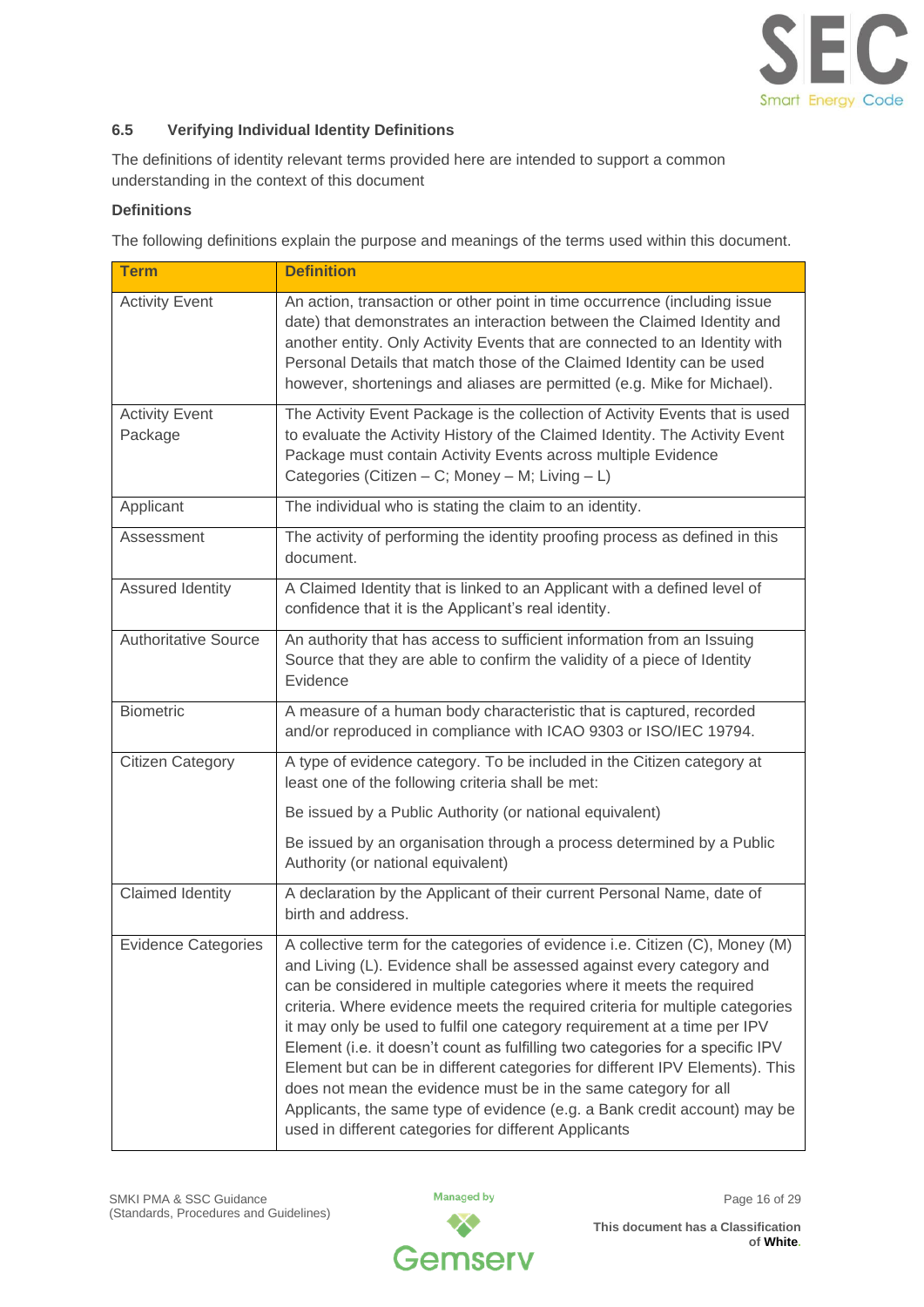### 6.5 Verifying Individual Identity Definitions

The definitions of identity relevant terms provided here are intended to support a common understanding in the context of this document

**Definitions**

The following definitions explain the purpose and meanings of the terms used within this document.

| Term | Definition |
|---|---|
| Activity Event | An action, transaction or other point in time occurrence (including issue date) that demonstrates an interaction between the Claimed Identity and another entity. Only Activity Events that are connected to an Identity with Personal Details that match those of the Claimed Identity can be used however, shortenings and aliases are permitted (e.g. Mike for Michael). |
| Activity Event Package | The Activity Event Package is the collection of Activity Events that is used to evaluate the Activity History of the Claimed Identity. The Activity Event Package must contain Activity Events across multiple Evidence Categories (Citizen – C; Money – M; Living – L) |
| Applicant | The individual who is stating the claim to an identity. |
| Assessment | The activity of performing the identity proofing process as defined in this document. |
| Assured Identity | A Claimed Identity that is linked to an Applicant with a defined level of confidence that it is the Applicant's real identity. |
| Authoritative Source | An authority that has access to sufficient information from an Issuing Source that they are able to confirm the validity of a piece of Identity Evidence |
| Biometric | A measure of a human body characteristic that is captured, recorded and/or reproduced in compliance with ICAO 9303 or ISO/IEC 19794. |
| Citizen Category | A type of evidence category. To be included in the Citizen category at least one of the following criteria shall be met:<br><br>Be issued by a Public Authority (or national equivalent)<br><br>Be issued by an organisation through a process determined by a Public Authority (or national equivalent) |
| Claimed Identity | A declaration by the Applicant of their current Personal Name, date of birth and address. |
| Evidence Categories | A collective term for the categories of evidence i.e. Citizen (C), Money (M) and Living (L). Evidence shall be assessed against every category and can be considered in multiple categories where it meets the required criteria. Where evidence meets the required criteria for multiple categories it may only be used to fulfil one category requirement at a time per IPV Element (i.e. it doesn't count as fulfilling two categories for a specific IPV Element but can be in different categories for different IPV Elements). This does not mean the evidence must be in the same category for all Applicants, the same type of evidence (e.g. a Bank credit account) may be used in different categories for different Applicants |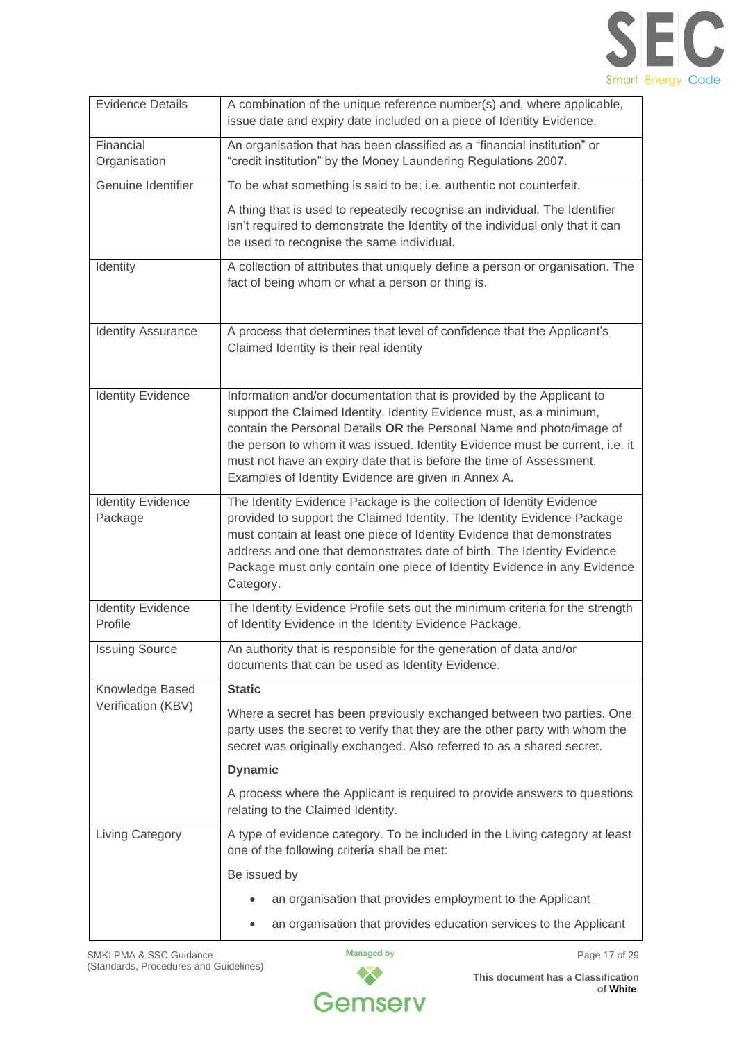| | |
|---|---|
| Evidence Details | A combination of the unique reference number(s) and, where applicable, issue date and expiry date included on a piece of Identity Evidence. |
| Financial Organisation | An organisation that has been classified as a "financial institution" or "credit institution" by the Money Laundering Regulations 2007. |
| Genuine Identifier | To be what something is said to be; i.e. authentic not counterfeit.<br><br>A thing that is used to repeatedly recognise an individual. The Identifier isn't required to demonstrate the Identity of the individual only that it can be used to recognise the same individual. |
| Identity | A collection of attributes that uniquely define a person or organisation. The fact of being whom or what a person or thing is. |
| Identity Assurance | A process that determines that level of confidence that the Applicant's Claimed Identity is their real identity |
| Identity Evidence | Information and/or documentation that is provided by the Applicant to support the Claimed Identity. Identity Evidence must, as a minimum, contain the Personal Details **OR** the Personal Name and photo/image of the person to whom it was issued. Identity Evidence must be current, i.e. it must not have an expiry date that is before the time of Assessment. Examples of Identity Evidence are given in Annex A. |
| Identity Evidence Package | The Identity Evidence Package is the collection of Identity Evidence provided to support the Claimed Identity. The Identity Evidence Package must contain at least one piece of Identity Evidence that demonstrates address and one that demonstrates date of birth. The Identity Evidence Package must only contain one piece of Identity Evidence in any Evidence Category. |
| Identity Evidence Profile | The Identity Evidence Profile sets out the minimum criteria for the strength of Identity Evidence in the Identity Evidence Package. |
| Issuing Source | An authority that is responsible for the generation of data and/or documents that can be used as Identity Evidence. |
| Knowledge Based Verification (KBV) | **Static**<br><br>Where a secret has been previously exchanged between two parties. One party uses the secret to verify that they are the other party with whom the secret was originally exchanged. Also referred to as a shared secret.<br><br>**Dynamic**<br><br>A process where the Applicant is required to provide answers to questions relating to the Claimed Identity. |
| Living Category | A type of evidence category. To be included in the Living category at least one of the following criteria shall be met:<br><br>Be issued by<br><br>• an organisation that provides employment to the Applicant<br><br>• an organisation that provides education services to the Applicant |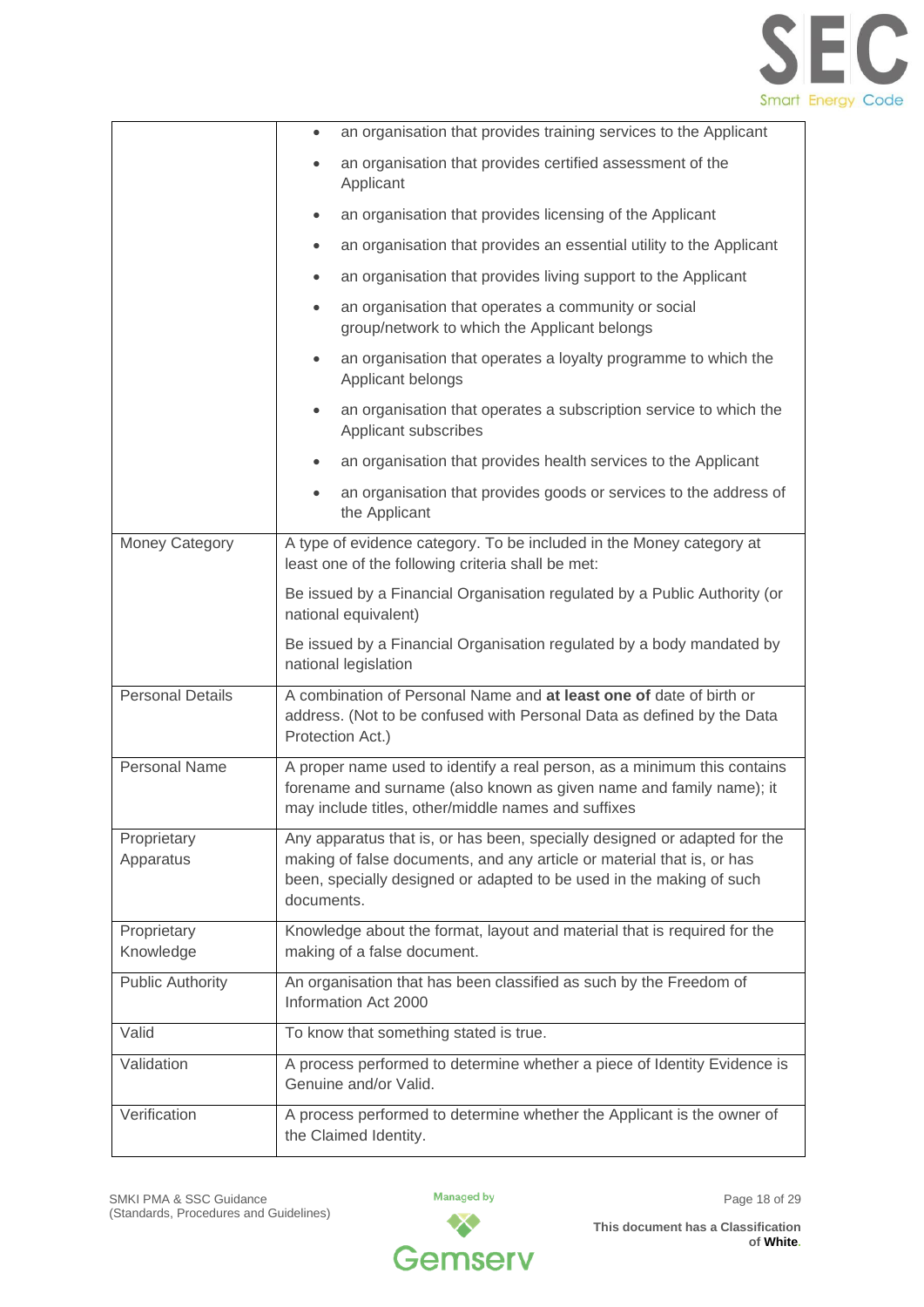| | |
|---|---|
| | • an organisation that provides training services to the Applicant<br>• an organisation that provides certified assessment of the Applicant<br>• an organisation that provides licensing of the Applicant<br>• an organisation that provides an essential utility to the Applicant<br>• an organisation that provides living support to the Applicant<br>• an organisation that operates a community or social group/network to which the Applicant belongs<br>• an organisation that operates a loyalty programme to which the Applicant belongs<br>• an organisation that operates a subscription service to which the Applicant subscribes<br>• an organisation that provides health services to the Applicant<br>• an organisation that provides goods or services to the address of the Applicant |
| Money Category | A type of evidence category. To be included in the Money category at least one of the following criteria shall be met:<br>Be issued by a Financial Organisation regulated by a Public Authority (or national equivalent)<br>Be issued by a Financial Organisation regulated by a body mandated by national legislation |
| Personal Details | A combination of Personal Name and **at least one of** date of birth or address. (Not to be confused with Personal Data as defined by the Data Protection Act.) |
| Personal Name | A proper name used to identify a real person, as a minimum this contains forename and surname (also known as given name and family name); it may include titles, other/middle names and suffixes |
| Proprietary Apparatus | Any apparatus that is, or has been, specially designed or adapted for the making of false documents, and any article or material that is, or has been, specially designed or adapted to be used in the making of such documents. |
| Proprietary Knowledge | Knowledge about the format, layout and material that is required for the making of a false document. |
| Public Authority | An organisation that has been classified as such by the Freedom of Information Act 2000 |
| Valid | To know that something stated is true. |
| Validation | A process performed to determine whether a piece of Identity Evidence is Genuine and/or Valid. |
| Verification | A process performed to determine whether the Applicant is the owner of the Claimed Identity. |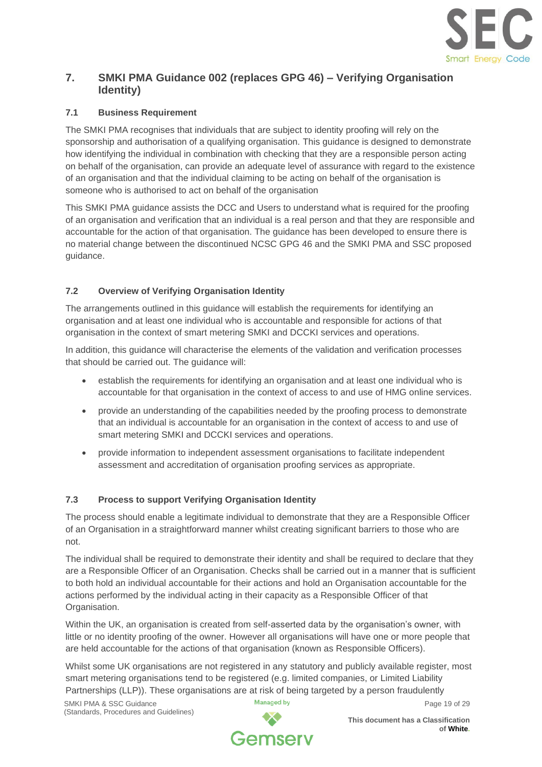## 7. SMKI PMA Guidance 002 (replaces GPG 46) – Verifying Organisation Identity)

### 7.1 Business Requirement

The SMKI PMA recognises that individuals that are subject to identity proofing will rely on the sponsorship and authorisation of a qualifying organisation. This guidance is designed to demonstrate how identifying the individual in combination with checking that they are a responsible person acting on behalf of the organisation, can provide an adequate level of assurance with regard to the existence of an organisation and that the individual claiming to be acting on behalf of the organisation is someone who is authorised to act on behalf of the organisation

This SMKI PMA guidance assists the DCC and Users to understand what is required for the proofing of an organisation and verification that an individual is a real person and that they are responsible and accountable for the action of that organisation. The guidance has been developed to ensure there is no material change between the discontinued NCSC GPG 46 and the SMKI PMA and SSC proposed guidance.

### 7.2 Overview of Verifying Organisation Identity

The arrangements outlined in this guidance will establish the requirements for identifying an organisation and at least one individual who is accountable and responsible for actions of that organisation in the context of smart metering SMKI and DCCKI services and operations.

In addition, this guidance will characterise the elements of the validation and verification processes that should be carried out. The guidance will:

- establish the requirements for identifying an organisation and at least one individual who is accountable for that organisation in the context of access to and use of HMG online services.
- provide an understanding of the capabilities needed by the proofing process to demonstrate that an individual is accountable for an organisation in the context of access to and use of smart metering SMKI and DCCKI services and operations.
- provide information to independent assessment organisations to facilitate independent assessment and accreditation of organisation proofing services as appropriate.

### 7.3 Process to support Verifying Organisation Identity

The process should enable a legitimate individual to demonstrate that they are a Responsible Officer of an Organisation in a straightforward manner whilst creating significant barriers to those who are not.

The individual shall be required to demonstrate their identity and shall be required to declare that they are a Responsible Officer of an Organisation. Checks shall be carried out in a manner that is sufficient to both hold an individual accountable for their actions and hold an Organisation accountable for the actions performed by the individual acting in their capacity as a Responsible Officer of that Organisation.

Within the UK, an organisation is created from self-asserted data by the organisation's owner, with little or no identity proofing of the owner. However all organisations will have one or more people that are held accountable for the actions of that organisation (known as Responsible Officers).

Whilst some UK organisations are not registered in any statutory and publicly available register, most smart metering organisations tend to be registered (e.g. limited companies, or Limited Liability Partnerships (LLP)). These organisations are at risk of being targeted by a person fraudulently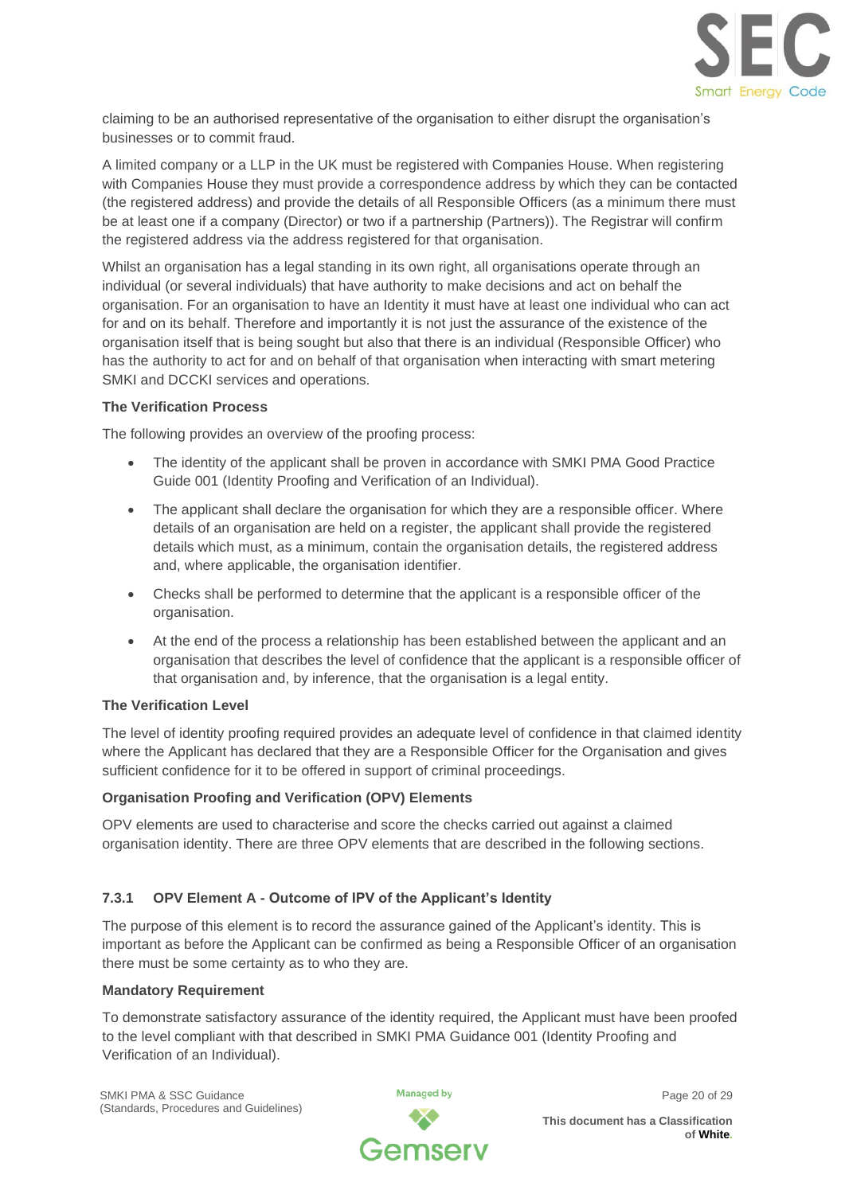claiming to be an authorised representative of the organisation to either disrupt the organisation's businesses or to commit fraud.

A limited company or a LLP in the UK must be registered with Companies House. When registering with Companies House they must provide a correspondence address by which they can be contacted (the registered address) and provide the details of all Responsible Officers (as a minimum there must be at least one if a company (Director) or two if a partnership (Partners)). The Registrar will confirm the registered address via the address registered for that organisation.

Whilst an organisation has a legal standing in its own right, all organisations operate through an individual (or several individuals) that have authority to make decisions and act on behalf the organisation. For an organisation to have an Identity it must have at least one individual who can act for and on its behalf. Therefore and importantly it is not just the assurance of the existence of the organisation itself that is being sought but also that there is an individual (Responsible Officer) who has the authority to act for and on behalf of that organisation when interacting with smart metering SMKI and DCCKI services and operations.

**The Verification Process**

The following provides an overview of the proofing process:

- The identity of the applicant shall be proven in accordance with SMKI PMA Good Practice Guide 001 (Identity Proofing and Verification of an Individual).
- The applicant shall declare the organisation for which they are a responsible officer. Where details of an organisation are held on a register, the applicant shall provide the registered details which must, as a minimum, contain the organisation details, the registered address and, where applicable, the organisation identifier.
- Checks shall be performed to determine that the applicant is a responsible officer of the organisation.
- At the end of the process a relationship has been established between the applicant and an organisation that describes the level of confidence that the applicant is a responsible officer of that organisation and, by inference, that the organisation is a legal entity.

**The Verification Level**

The level of identity proofing required provides an adequate level of confidence in that claimed identity where the Applicant has declared that they are a Responsible Officer for the Organisation and gives sufficient confidence for it to be offered in support of criminal proceedings.

**Organisation Proofing and Verification (OPV) Elements**

OPV elements are used to characterise and score the checks carried out against a claimed organisation identity. There are three OPV elements that are described in the following sections.

### 7.3.1 OPV Element A - Outcome of IPV of the Applicant's Identity

The purpose of this element is to record the assurance gained of the Applicant's identity. This is important as before the Applicant can be confirmed as being a Responsible Officer of an organisation there must be some certainty as to who they are.

**Mandatory Requirement**

To demonstrate satisfactory assurance of the identity required, the Applicant must have been proofed to the level compliant with that described in SMKI PMA Guidance 001 (Identity Proofing and Verification of an Individual).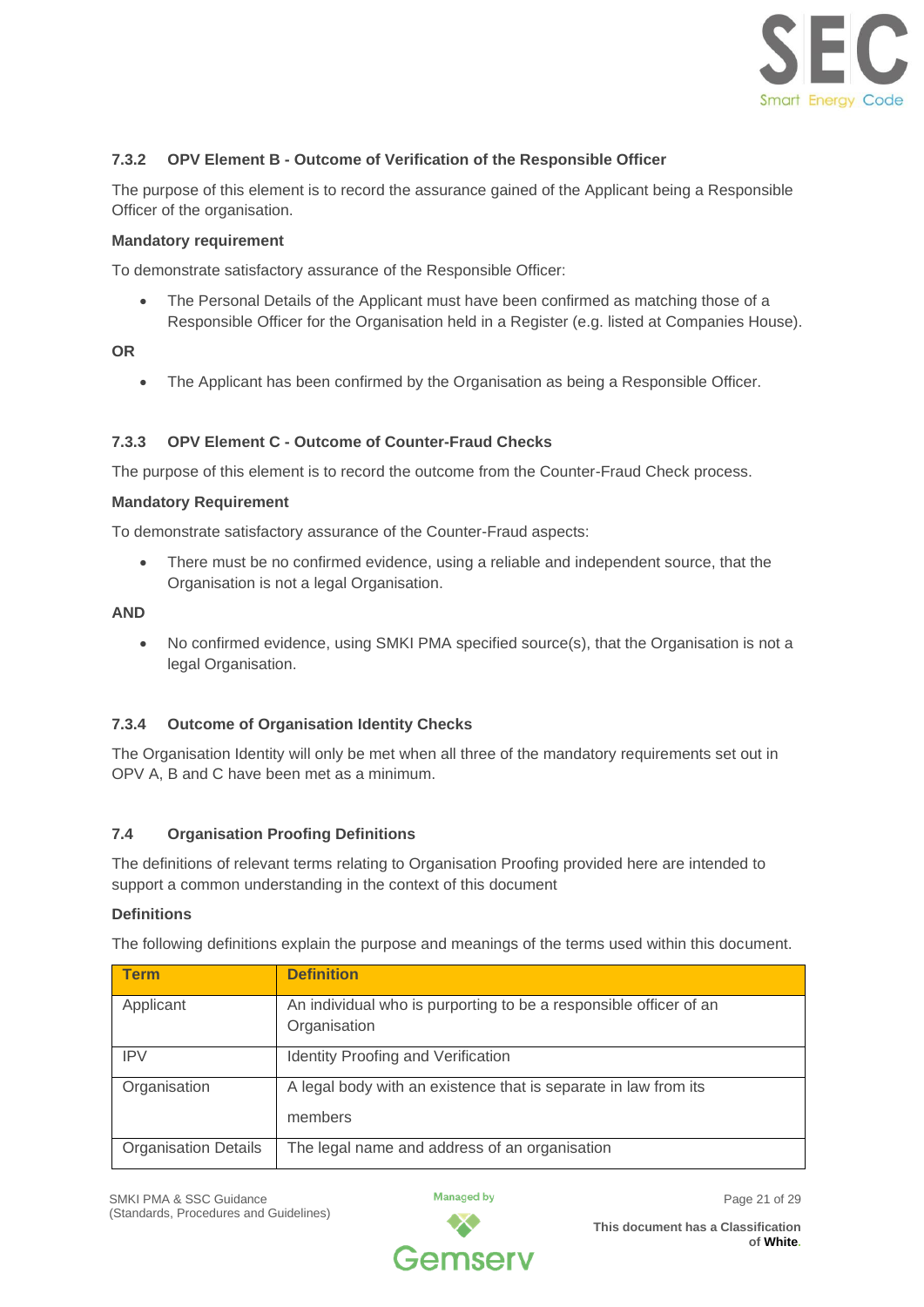### 7.3.2 OPV Element B - Outcome of Verification of the Responsible Officer

The purpose of this element is to record the assurance gained of the Applicant being a Responsible Officer of the organisation.

**Mandatory requirement**

To demonstrate satisfactory assurance of the Responsible Officer:

- The Personal Details of the Applicant must have been confirmed as matching those of a Responsible Officer for the Organisation held in a Register (e.g. listed at Companies House).

**OR**

- The Applicant has been confirmed by the Organisation as being a Responsible Officer.

### 7.3.3 OPV Element C - Outcome of Counter-Fraud Checks

The purpose of this element is to record the outcome from the Counter-Fraud Check process.

**Mandatory Requirement**

To demonstrate satisfactory assurance of the Counter-Fraud aspects:

- There must be no confirmed evidence, using a reliable and independent source, that the Organisation is not a legal Organisation.

**AND**

- No confirmed evidence, using SMKI PMA specified source(s), that the Organisation is not a legal Organisation.

### 7.3.4 Outcome of Organisation Identity Checks

The Organisation Identity will only be met when all three of the mandatory requirements set out in OPV A, B and C have been met as a minimum.

## 7.4 Organisation Proofing Definitions

The definitions of relevant terms relating to Organisation Proofing provided here are intended to support a common understanding in the context of this document

**Definitions**

The following definitions explain the purpose and meanings of the terms used within this document.

| Term | Definition |
| --- | --- |
| Applicant | An individual who is purporting to be a responsible officer of an Organisation |
| IPV | Identity Proofing and Verification |
| Organisation | A legal body with an existence that is separate in law from its members |
| Organisation Details | The legal name and address of an organisation |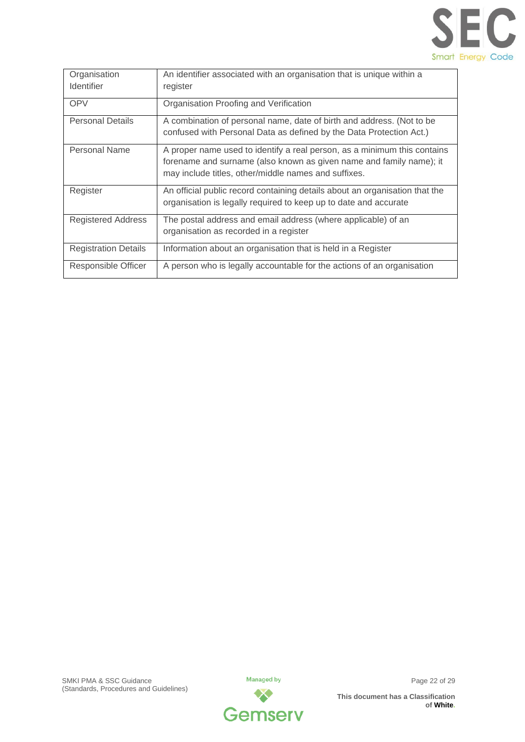| | |
|---|---|
| Organisation Identifier | An identifier associated with an organisation that is unique within a register |
| OPV | Organisation Proofing and Verification |
| Personal Details | A combination of personal name, date of birth and address. (Not to be confused with Personal Data as defined by the Data Protection Act.) |
| Personal Name | A proper name used to identify a real person, as a minimum this contains forename and surname (also known as given name and family name); it may include titles, other/middle names and suffixes. |
| Register | An official public record containing details about an organisation that the organisation is legally required to keep up to date and accurate |
| Registered Address | The postal address and email address (where applicable) of an organisation as recorded in a register |
| Registration Details | Information about an organisation that is held in a Register |
| Responsible Officer | A person who is legally accountable for the actions of an organisation |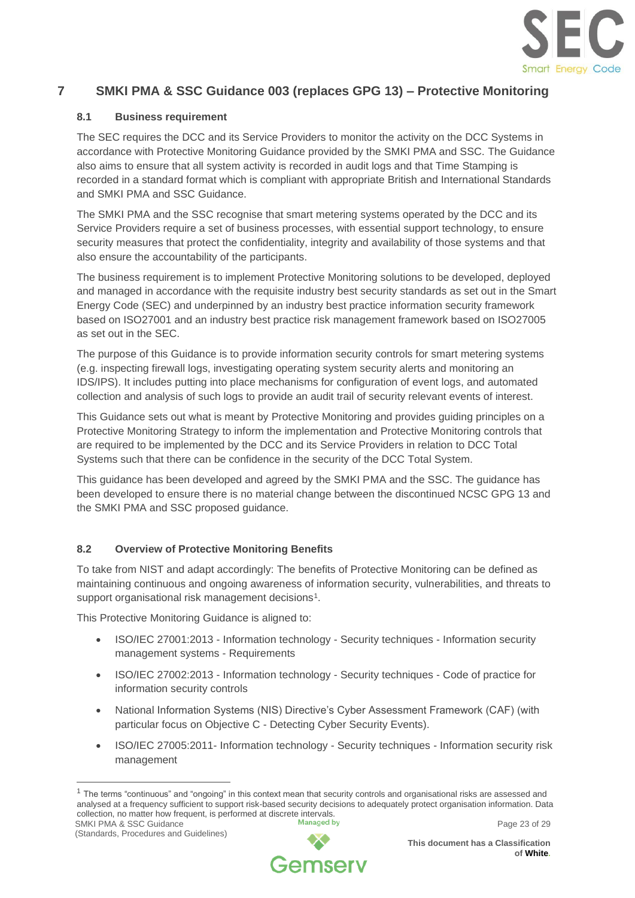# 7 SMKI PMA & SSC Guidance 003 (replaces GPG 13) – Protective Monitoring

## 8.1 Business requirement

The SEC requires the DCC and its Service Providers to monitor the activity on the DCC Systems in accordance with Protective Monitoring Guidance provided by the SMKI PMA and SSC. The Guidance also aims to ensure that all system activity is recorded in audit logs and that Time Stamping is recorded in a standard format which is compliant with appropriate British and International Standards and SMKI PMA and SSC Guidance.

The SMKI PMA and the SSC recognise that smart metering systems operated by the DCC and its Service Providers require a set of business processes, with essential support technology, to ensure security measures that protect the confidentiality, integrity and availability of those systems and that also ensure the accountability of the participants.

The business requirement is to implement Protective Monitoring solutions to be developed, deployed and managed in accordance with the requisite industry best security standards as set out in the Smart Energy Code (SEC) and underpinned by an industry best practice information security framework based on ISO27001 and an industry best practice risk management framework based on ISO27005 as set out in the SEC.

The purpose of this Guidance is to provide information security controls for smart metering systems (e.g. inspecting firewall logs, investigating operating system security alerts and monitoring an IDS/IPS). It includes putting into place mechanisms for configuration of event logs, and automated collection and analysis of such logs to provide an audit trail of security relevant events of interest.

This Guidance sets out what is meant by Protective Monitoring and provides guiding principles on a Protective Monitoring Strategy to inform the implementation and Protective Monitoring controls that are required to be implemented by the DCC and its Service Providers in relation to DCC Total Systems such that there can be confidence in the security of the DCC Total System.

This guidance has been developed and agreed by the SMKI PMA and the SSC. The guidance has been developed to ensure there is no material change between the discontinued NCSC GPG 13 and the SMKI PMA and SSC proposed guidance.

## 8.2 Overview of Protective Monitoring Benefits

To take from NIST and adapt accordingly: The benefits of Protective Monitoring can be defined as maintaining continuous and ongoing awareness of information security, vulnerabilities, and threats to support organisational risk management decisions[1].

This Protective Monitoring Guidance is aligned to:

- ISO/IEC 27001:2013 - Information technology - Security techniques - Information security management systems - Requirements
- ISO/IEC 27002:2013 - Information technology - Security techniques - Code of practice for information security controls
- National Information Systems (NIS) Directive's Cyber Assessment Framework (CAF) (with particular focus on Objective C - Detecting Cyber Security Events).
- ISO/IEC 27005:2011- Information technology - Security techniques - Information security risk management

[1] The terms "continuous" and "ongoing" in this context mean that security controls and organisational risks are assessed and analysed at a frequency sufficient to support risk-based security decisions to adequately protect organisation information. Data collection, no matter how frequent, is performed at discrete intervals.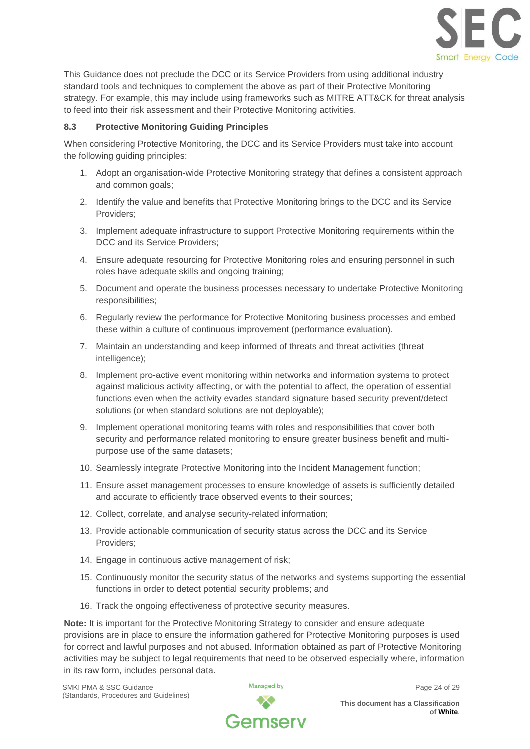This Guidance does not preclude the DCC or its Service Providers from using additional industry standard tools and techniques to complement the above as part of their Protective Monitoring strategy. For example, this may include using frameworks such as MITRE ATT&CK for threat analysis to feed into their risk assessment and their Protective Monitoring activities.

### 8.3 Protective Monitoring Guiding Principles

When considering Protective Monitoring, the DCC and its Service Providers must take into account the following guiding principles:

1. Adopt an organisation-wide Protective Monitoring strategy that defines a consistent approach and common goals;
2. Identify the value and benefits that Protective Monitoring brings to the DCC and its Service Providers;
3. Implement adequate infrastructure to support Protective Monitoring requirements within the DCC and its Service Providers;
4. Ensure adequate resourcing for Protective Monitoring roles and ensuring personnel in such roles have adequate skills and ongoing training;
5. Document and operate the business processes necessary to undertake Protective Monitoring responsibilities;
6. Regularly review the performance for Protective Monitoring business processes and embed these within a culture of continuous improvement (performance evaluation).
7. Maintain an understanding and keep informed of threats and threat activities (threat intelligence);
8. Implement pro-active event monitoring within networks and information systems to protect against malicious activity affecting, or with the potential to affect, the operation of essential functions even when the activity evades standard signature based security prevent/detect solutions (or when standard solutions are not deployable);
9. Implement operational monitoring teams with roles and responsibilities that cover both security and performance related monitoring to ensure greater business benefit and multi-purpose use of the same datasets;
10. Seamlessly integrate Protective Monitoring into the Incident Management function;
11. Ensure asset management processes to ensure knowledge of assets is sufficiently detailed and accurate to efficiently trace observed events to their sources;
12. Collect, correlate, and analyse security-related information;
13. Provide actionable communication of security status across the DCC and its Service Providers;
14. Engage in continuous active management of risk;
15. Continuously monitor the security status of the networks and systems supporting the essential functions in order to detect potential security problems; and
16. Track the ongoing effectiveness of protective security measures.

**Note:** It is important for the Protective Monitoring Strategy to consider and ensure adequate provisions are in place to ensure the information gathered for Protective Monitoring purposes is used for correct and lawful purposes and not abused. Information obtained as part of Protective Monitoring activities may be subject to legal requirements that need to be observed especially where, information in its raw form, includes personal data.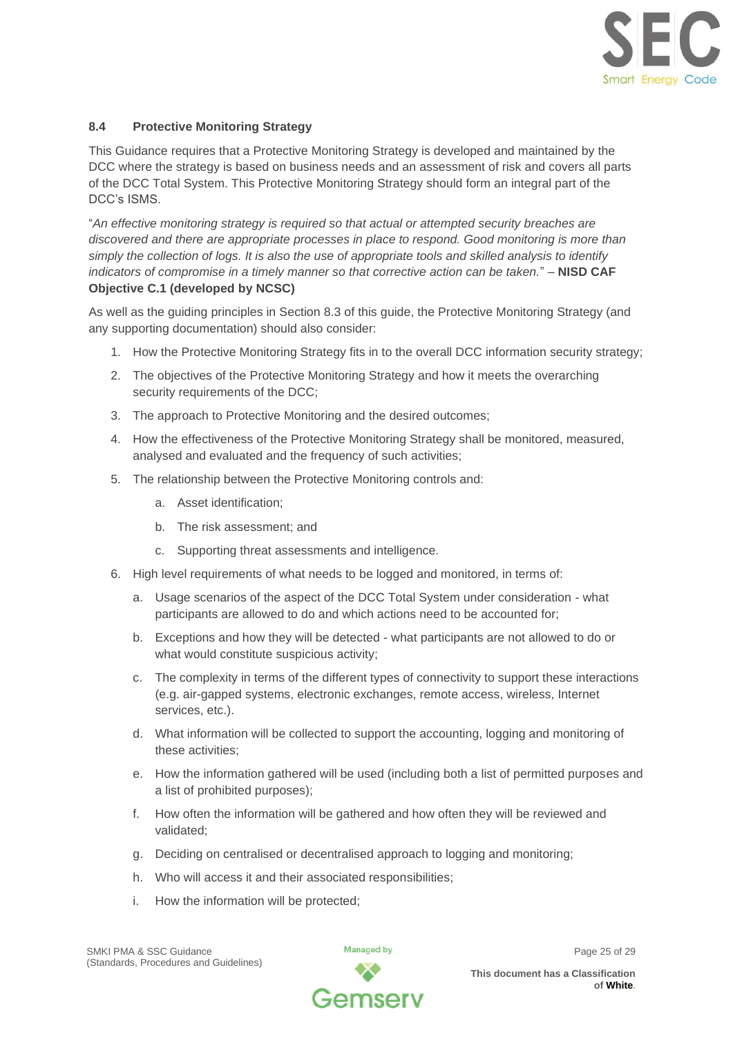### 8.4 Protective Monitoring Strategy

This Guidance requires that a Protective Monitoring Strategy is developed and maintained by the DCC where the strategy is based on business needs and an assessment of risk and covers all parts of the DCC Total System. This Protective Monitoring Strategy should form an integral part of the DCC's ISMS.

"*An effective monitoring strategy is required so that actual or attempted security breaches are discovered and there are appropriate processes in place to respond. Good monitoring is more than simply the collection of logs. It is also the use of appropriate tools and skilled analysis to identify indicators of compromise in a timely manner so that corrective action can be taken.*" – **NISD CAF Objective C.1 (developed by NCSC)**

As well as the guiding principles in Section 8.3 of this guide, the Protective Monitoring Strategy (and any supporting documentation) should also consider:

1. How the Protective Monitoring Strategy fits in to the overall DCC information security strategy;
2. The objectives of the Protective Monitoring Strategy and how it meets the overarching security requirements of the DCC;
3. The approach to Protective Monitoring and the desired outcomes;
4. How the effectiveness of the Protective Monitoring Strategy shall be monitored, measured, analysed and evaluated and the frequency of such activities;
5. The relationship between the Protective Monitoring controls and:
   a. Asset identification;
   b. The risk assessment; and
   c. Supporting threat assessments and intelligence.
6. High level requirements of what needs to be logged and monitored, in terms of:
   a. Usage scenarios of the aspect of the DCC Total System under consideration - what participants are allowed to do and which actions need to be accounted for;
   b. Exceptions and how they will be detected - what participants are not allowed to do or what would constitute suspicious activity;
   c. The complexity in terms of the different types of connectivity to support these interactions (e.g. air-gapped systems, electronic exchanges, remote access, wireless, Internet services, etc.).
   d. What information will be collected to support the accounting, logging and monitoring of these activities;
   e. How the information gathered will be used (including both a list of permitted purposes and a list of prohibited purposes);
   f. How often the information will be gathered and how often they will be reviewed and validated;
   g. Deciding on centralised or decentralised approach to logging and monitoring;
   h. Who will access it and their associated responsibilities;
   i. How the information will be protected;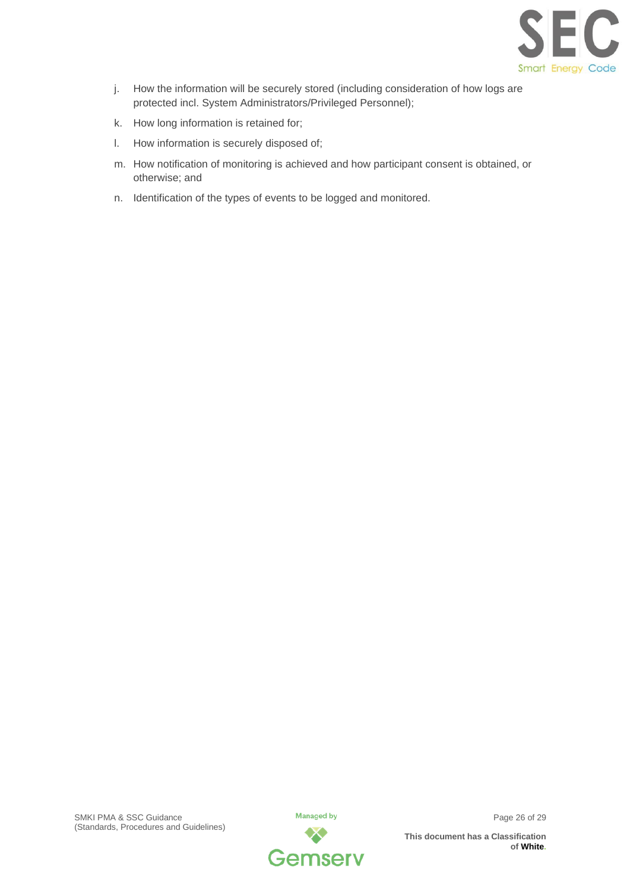j. How the information will be securely stored (including consideration of how logs are protected incl. System Administrators/Privileged Personnel);
k. How long information is retained for;
l. How information is securely disposed of;
m. How notification of monitoring is achieved and how participant consent is obtained, or otherwise; and
n. Identification of the types of events to be logged and monitored.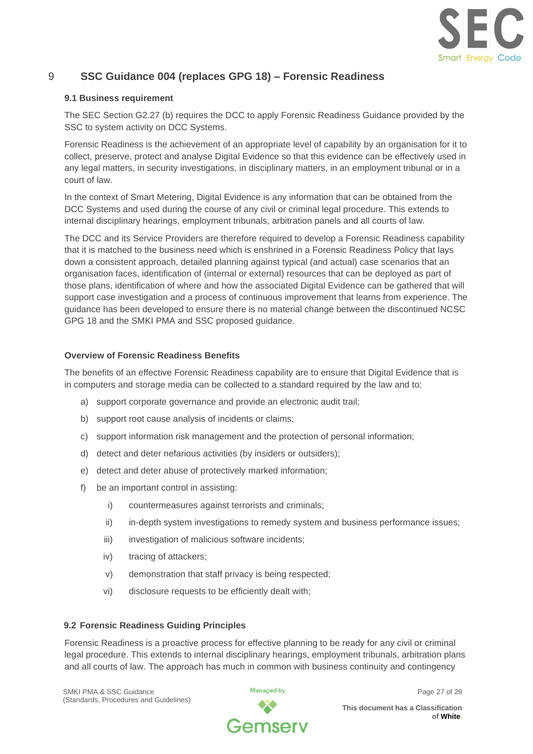# 9 SSC Guidance 004 (replaces GPG 18) – Forensic Readiness

## 9.1 Business requirement

The SEC Section G2.27 (b) requires the DCC to apply Forensic Readiness Guidance provided by the SSC to system activity on DCC Systems.

Forensic Readiness is the achievement of an appropriate level of capability by an organisation for it to collect, preserve, protect and analyse Digital Evidence so that this evidence can be effectively used in any legal matters, in security investigations, in disciplinary matters, in an employment tribunal or in a court of law.

In the context of Smart Metering, Digital Evidence is any information that can be obtained from the DCC Systems and used during the course of any civil or criminal legal procedure. This extends to internal disciplinary hearings, employment tribunals, arbitration panels and all courts of law.

The DCC and its Service Providers are therefore required to develop a Forensic Readiness capability that it is matched to the business need which is enshrined in a Forensic Readiness Policy that lays down a consistent approach, detailed planning against typical (and actual) case scenarios that an organisation faces, identification of (internal or external) resources that can be deployed as part of those plans, identification of where and how the associated Digital Evidence can be gathered that will support case investigation and a process of continuous improvement that learns from experience. The guidance has been developed to ensure there is no material change between the discontinued NCSC GPG 18 and the SMKI PMA and SSC proposed guidance.

### Overview of Forensic Readiness Benefits

The benefits of an effective Forensic Readiness capability are to ensure that Digital Evidence that is in computers and storage media can be collected to a standard required by the law and to:

a) support corporate governance and provide an electronic audit trail;

b) support root cause analysis of incidents or claims;

c) support information risk management and the protection of personal information;

d) detect and deter nefarious activities (by insiders or outsiders);

e) detect and deter abuse of protectively marked information;

f) be an important control in assisting:

   i) countermeasures against terrorists and criminals;

   ii) in-depth system investigations to remedy system and business performance issues;

   iii) investigation of malicious software incidents;

   iv) tracing of attackers;

   v) demonstration that staff privacy is being respected;

   vi) disclosure requests to be efficiently dealt with;

## 9.2 Forensic Readiness Guiding Principles

Forensic Readiness is a proactive process for effective planning to be ready for any civil or criminal legal procedure. This extends to internal disciplinary hearings, employment tribunals, arbitration plans and all courts of law. The approach has much in common with business continuity and contingency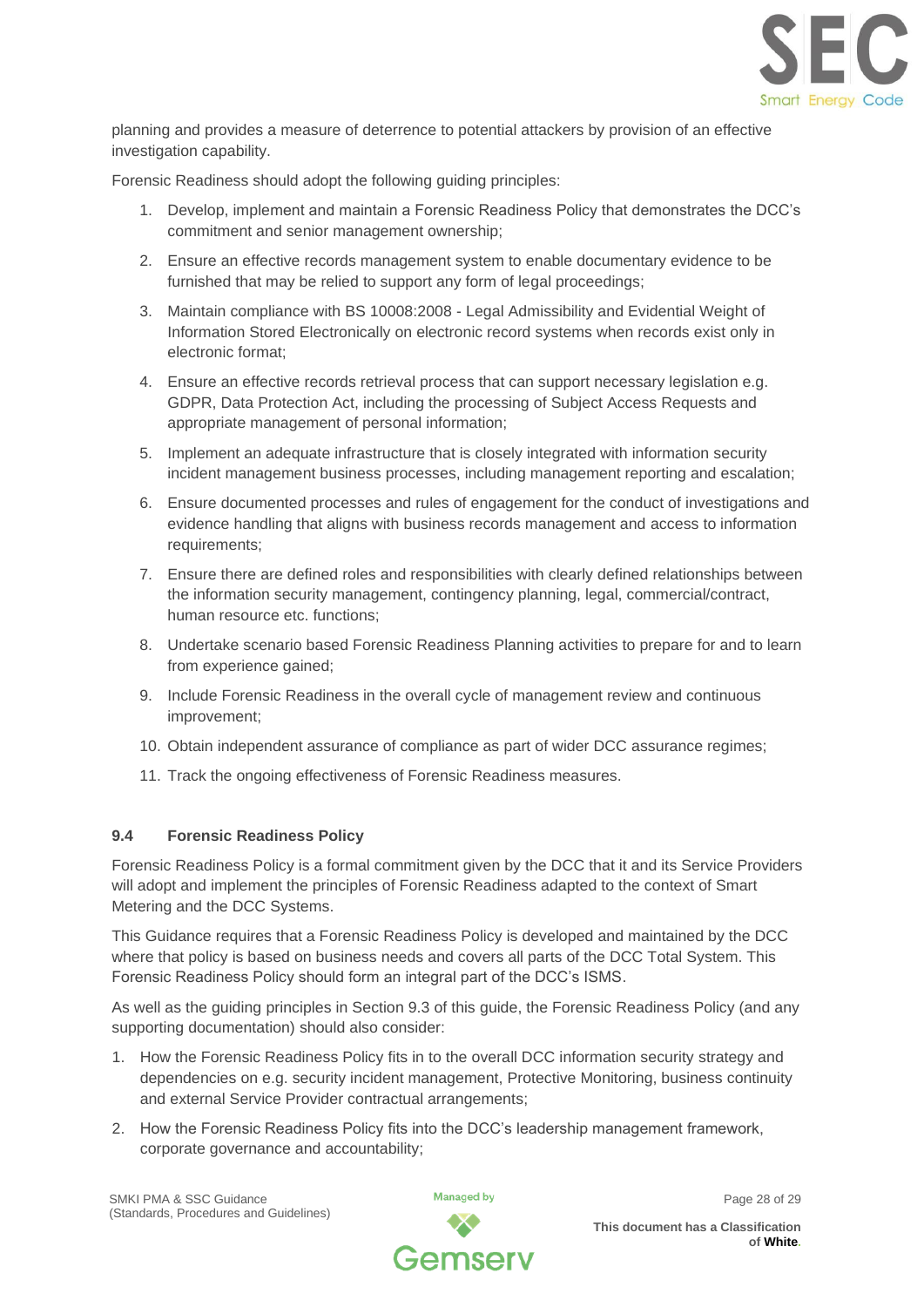planning and provides a measure of deterrence to potential attackers by provision of an effective investigation capability.

Forensic Readiness should adopt the following guiding principles:

1. Develop, implement and maintain a Forensic Readiness Policy that demonstrates the DCC's commitment and senior management ownership;
2. Ensure an effective records management system to enable documentary evidence to be furnished that may be relied to support any form of legal proceedings;
3. Maintain compliance with BS 10008:2008 - Legal Admissibility and Evidential Weight of Information Stored Electronically on electronic record systems when records exist only in electronic format;
4. Ensure an effective records retrieval process that can support necessary legislation e.g. GDPR, Data Protection Act, including the processing of Subject Access Requests and appropriate management of personal information;
5. Implement an adequate infrastructure that is closely integrated with information security incident management business processes, including management reporting and escalation;
6. Ensure documented processes and rules of engagement for the conduct of investigations and evidence handling that aligns with business records management and access to information requirements;
7. Ensure there are defined roles and responsibilities with clearly defined relationships between the information security management, contingency planning, legal, commercial/contract, human resource etc. functions;
8. Undertake scenario based Forensic Readiness Planning activities to prepare for and to learn from experience gained;
9. Include Forensic Readiness in the overall cycle of management review and continuous improvement;
10. Obtain independent assurance of compliance as part of wider DCC assurance regimes;
11. Track the ongoing effectiveness of Forensic Readiness measures.

### 9.4 Forensic Readiness Policy

Forensic Readiness Policy is a formal commitment given by the DCC that it and its Service Providers will adopt and implement the principles of Forensic Readiness adapted to the context of Smart Metering and the DCC Systems.

This Guidance requires that a Forensic Readiness Policy is developed and maintained by the DCC where that policy is based on business needs and covers all parts of the DCC Total System. This Forensic Readiness Policy should form an integral part of the DCC's ISMS.

As well as the guiding principles in Section 9.3 of this guide, the Forensic Readiness Policy (and any supporting documentation) should also consider:

1. How the Forensic Readiness Policy fits in to the overall DCC information security strategy and dependencies on e.g. security incident management, Protective Monitoring, business continuity and external Service Provider contractual arrangements;
2. How the Forensic Readiness Policy fits into the DCC's leadership management framework, corporate governance and accountability;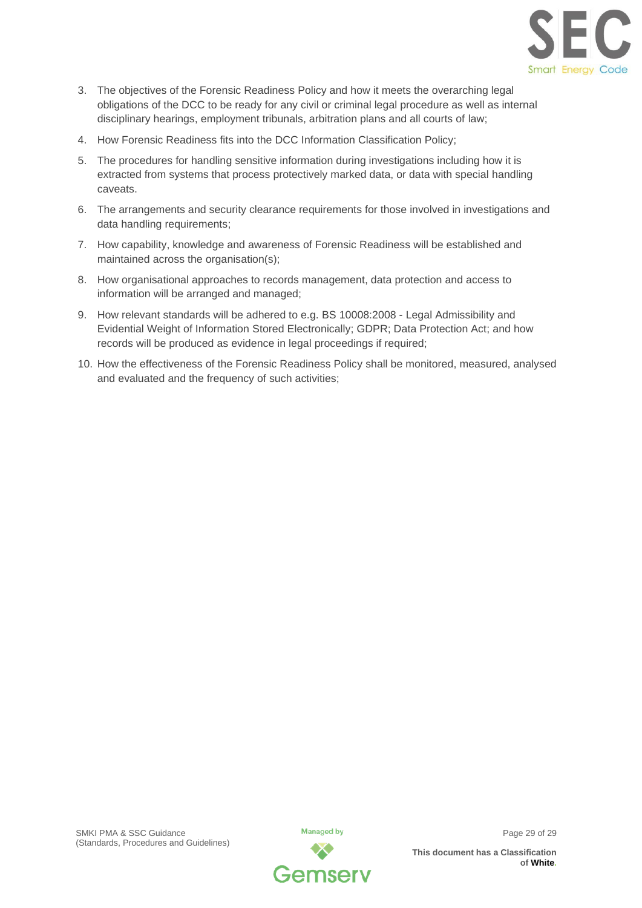3. The objectives of the Forensic Readiness Policy and how it meets the overarching legal obligations of the DCC to be ready for any civil or criminal legal procedure as well as internal disciplinary hearings, employment tribunals, arbitration plans and all courts of law;
4. How Forensic Readiness fits into the DCC Information Classification Policy;
5. The procedures for handling sensitive information during investigations including how it is extracted from systems that process protectively marked data, or data with special handling caveats.
6. The arrangements and security clearance requirements for those involved in investigations and data handling requirements;
7. How capability, knowledge and awareness of Forensic Readiness will be established and maintained across the organisation(s);
8. How organisational approaches to records management, data protection and access to information will be arranged and managed;
9. How relevant standards will be adhered to e.g. BS 10008:2008 - Legal Admissibility and Evidential Weight of Information Stored Electronically; GDPR; Data Protection Act; and how records will be produced as evidence in legal proceedings if required;
10. How the effectiveness of the Forensic Readiness Policy shall be monitored, measured, analysed and evaluated and the frequency of such activities;